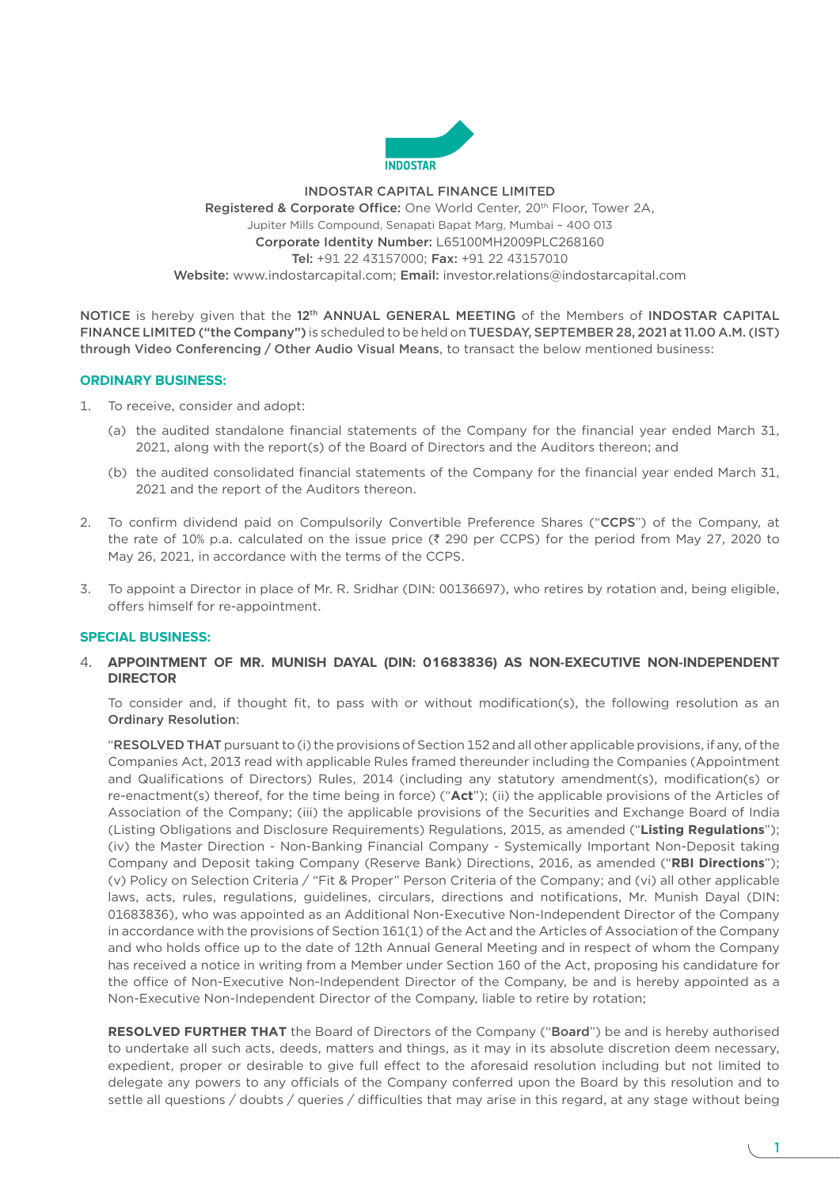INDOSTAR

# INDOSTAR CAPITAL FINANCE LIMITED

**Registered & Corporate Office:** One World Center, 20th Floor, Tower 2A, Jupiter Mills Compound, Senapati Bapat Marg, Mumbai – 400 013
**Corporate Identity Number:** L65100MH2009PLC268160
**Tel:** +91 22 43157000; **Fax:** +91 22 43157010
**Website:** www.indostarcapital.com; **Email:** investor.relations@indostarcapital.com

**NOTICE** is hereby given that the **12th ANNUAL GENERAL MEETING** of the Members of **INDOSTAR CAPITAL FINANCE LIMITED ("the Company")** is scheduled to be held on **TUESDAY, SEPTEMBER 28, 2021 at 11.00 A.M. (IST) through Video Conferencing / Other Audio Visual Means**, to transact the below mentioned business:

## ORDINARY BUSINESS:

1. To receive, consider and adopt:
   (a) the audited standalone financial statements of the Company for the financial year ended March 31, 2021, along with the report(s) of the Board of Directors and the Auditors thereon; and
   (b) the audited consolidated financial statements of the Company for the financial year ended March 31, 2021 and the report of the Auditors thereon.
2. To confirm dividend paid on Compulsorily Convertible Preference Shares ("**CCPS**") of the Company, at the rate of 10% p.a. calculated on the issue price (₹ 290 per CCPS) for the period from May 27, 2020 to May 26, 2021, in accordance with the terms of the CCPS.
3. To appoint a Director in place of Mr. R. Sridhar (DIN: 00136697), who retires by rotation and, being eligible, offers himself for re-appointment.

## SPECIAL BUSINESS:

4. **APPOINTMENT OF MR. MUNISH DAYAL (DIN: 01683836) AS NON-EXECUTIVE NON-INDEPENDENT DIRECTOR**

   To consider and, if thought fit, to pass with or without modification(s), the following resolution as an **Ordinary Resolution**:

   "**RESOLVED THAT** pursuant to (i) the provisions of Section 152 and all other applicable provisions, if any, of the Companies Act, 2013 read with applicable Rules framed thereunder including the Companies (Appointment and Qualifications of Directors) Rules, 2014 (including any statutory amendment(s), modification(s) or re-enactment(s) thereof, for the time being in force) ("**Act**"); (ii) the applicable provisions of the Articles of Association of the Company; (iii) the applicable provisions of the Securities and Exchange Board of India (Listing Obligations and Disclosure Requirements) Regulations, 2015, as amended ("**Listing Regulations**"); (iv) the Master Direction - Non-Banking Financial Company - Systemically Important Non-Deposit taking Company and Deposit taking Company (Reserve Bank) Directions, 2016, as amended ("**RBI Directions**"); (v) Policy on Selection Criteria / "Fit & Proper" Person Criteria of the Company; and (vi) all other applicable laws, acts, rules, regulations, guidelines, circulars, directions and notifications, Mr. Munish Dayal (DIN: 01683836), who was appointed as an Additional Non-Executive Non-Independent Director of the Company in accordance with the provisions of Section 161(1) of the Act and the Articles of Association of the Company and who holds office up to the date of 12th Annual General Meeting and in respect of whom the Company has received a notice in writing from a Member under Section 160 of the Act, proposing his candidature for the office of Non-Executive Non-Independent Director of the Company, be and is hereby appointed as a Non-Executive Non-Independent Director of the Company, liable to retire by rotation;

   **RESOLVED FURTHER THAT** the Board of Directors of the Company ("**Board**") be and is hereby authorised to undertake all such acts, deeds, matters and things, as it may in its absolute discretion deem necessary, expedient, proper or desirable to give full effect to the aforesaid resolution including but not limited to delegate any powers to any officials of the Company conferred upon the Board by this resolution and to settle all questions / doubts / queries / difficulties that may arise in this regard, at any stage without being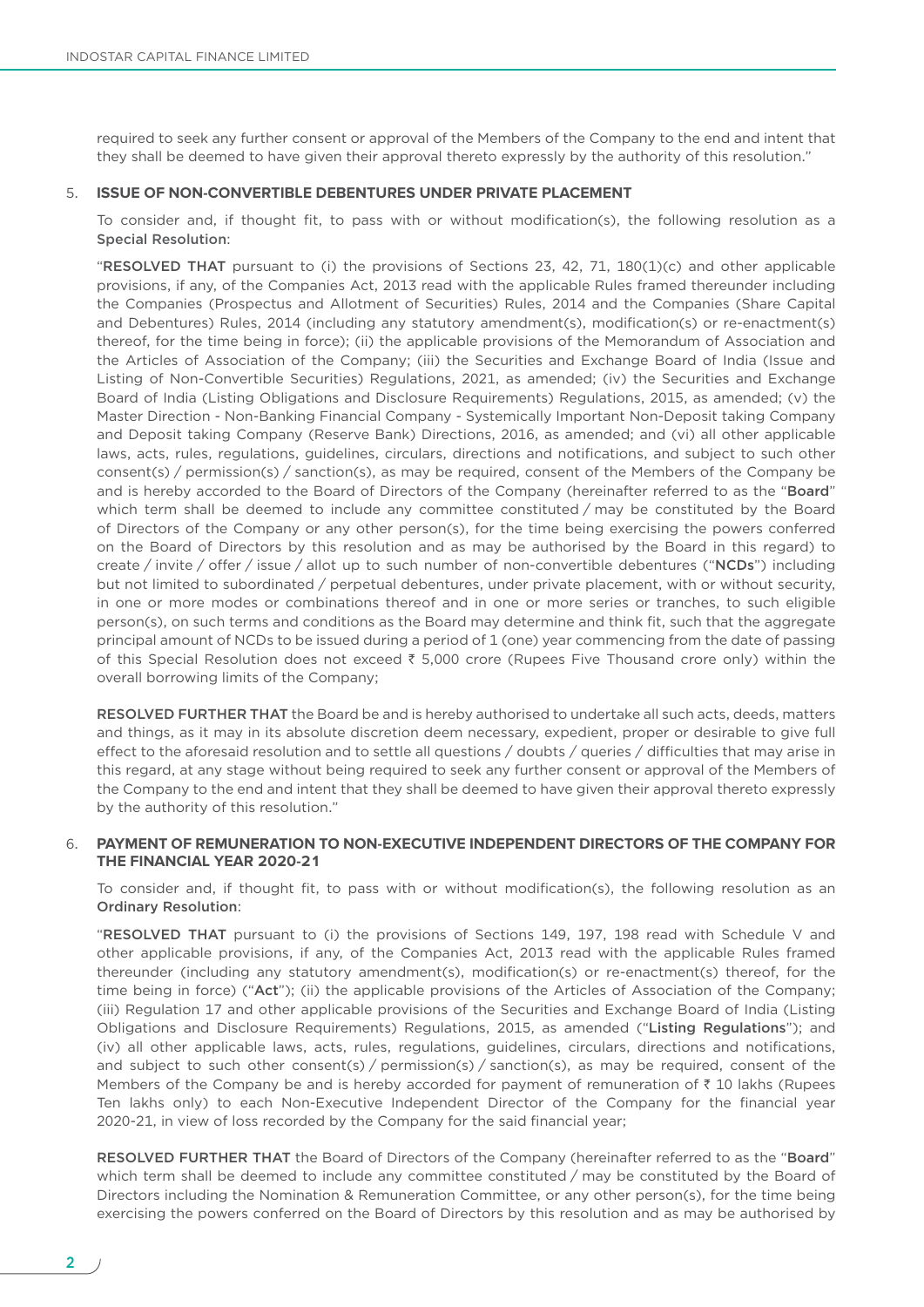required to seek any further consent or approval of the Members of the Company to the end and intent that they shall be deemed to have given their approval thereto expressly by the authority of this resolution."

5. **ISSUE OF NON-CONVERTIBLE DEBENTURES UNDER PRIVATE PLACEMENT**

To consider and, if thought fit, to pass with or without modification(s), the following resolution as a **Special Resolution**:

"**RESOLVED THAT** pursuant to (i) the provisions of Sections 23, 42, 71, 180(1)(c) and other applicable provisions, if any, of the Companies Act, 2013 read with the applicable Rules framed thereunder including the Companies (Prospectus and Allotment of Securities) Rules, 2014 and the Companies (Share Capital and Debentures) Rules, 2014 (including any statutory amendment(s), modification(s) or re-enactment(s) thereof, for the time being in force); (ii) the applicable provisions of the Memorandum of Association and the Articles of Association of the Company; (iii) the Securities and Exchange Board of India (Issue and Listing of Non-Convertible Securities) Regulations, 2021, as amended; (iv) the Securities and Exchange Board of India (Listing Obligations and Disclosure Requirements) Regulations, 2015, as amended; (v) the Master Direction - Non-Banking Financial Company - Systemically Important Non-Deposit taking Company and Deposit taking Company (Reserve Bank) Directions, 2016, as amended; and (vi) all other applicable laws, acts, rules, regulations, guidelines, circulars, directions and notifications, and subject to such other consent(s) / permission(s) / sanction(s), as may be required, consent of the Members of the Company be and is hereby accorded to the Board of Directors of the Company (hereinafter referred to as the "**Board**" which term shall be deemed to include any committee constituted / may be constituted by the Board of Directors of the Company or any other person(s), for the time being exercising the powers conferred on the Board of Directors by this resolution and as may be authorised by the Board in this regard) to create / invite / offer / issue / allot up to such number of non-convertible debentures ("**NCDs**") including but not limited to subordinated / perpetual debentures, under private placement, with or without security, in one or more modes or combinations thereof and in one or more series or tranches, to such eligible person(s), on such terms and conditions as the Board may determine and think fit, such that the aggregate principal amount of NCDs to be issued during a period of 1 (one) year commencing from the date of passing of this Special Resolution does not exceed ₹ 5,000 crore (Rupees Five Thousand crore only) within the overall borrowing limits of the Company;

**RESOLVED FURTHER THAT** the Board be and is hereby authorised to undertake all such acts, deeds, matters and things, as it may in its absolute discretion deem necessary, expedient, proper or desirable to give full effect to the aforesaid resolution and to settle all questions / doubts / queries / difficulties that may arise in this regard, at any stage without being required to seek any further consent or approval of the Members of the Company to the end and intent that they shall be deemed to have given their approval thereto expressly by the authority of this resolution."

6. **PAYMENT OF REMUNERATION TO NON-EXECUTIVE INDEPENDENT DIRECTORS OF THE COMPANY FOR THE FINANCIAL YEAR 2020-21**

To consider and, if thought fit, to pass with or without modification(s), the following resolution as an **Ordinary Resolution**:

"**RESOLVED THAT** pursuant to (i) the provisions of Sections 149, 197, 198 read with Schedule V and other applicable provisions, if any, of the Companies Act, 2013 read with the applicable Rules framed thereunder (including any statutory amendment(s), modification(s) or re-enactment(s) thereof, for the time being in force) ("**Act**"); (ii) the applicable provisions of the Articles of Association of the Company; (iii) Regulation 17 and other applicable provisions of the Securities and Exchange Board of India (Listing Obligations and Disclosure Requirements) Regulations, 2015, as amended ("**Listing Regulations**"); and (iv) all other applicable laws, acts, rules, regulations, guidelines, circulars, directions and notifications, and subject to such other consent(s) / permission(s) / sanction(s), as may be required, consent of the Members of the Company be and is hereby accorded for payment of remuneration of ₹ 10 lakhs (Rupees Ten lakhs only) to each Non-Executive Independent Director of the Company for the financial year 2020-21, in view of loss recorded by the Company for the said financial year;

**RESOLVED FURTHER THAT** the Board of Directors of the Company (hereinafter referred to as the "**Board**" which term shall be deemed to include any committee constituted / may be constituted by the Board of Directors including the Nomination & Remuneration Committee, or any other person(s), for the time being exercising the powers conferred on the Board of Directors by this resolution and as may be authorised by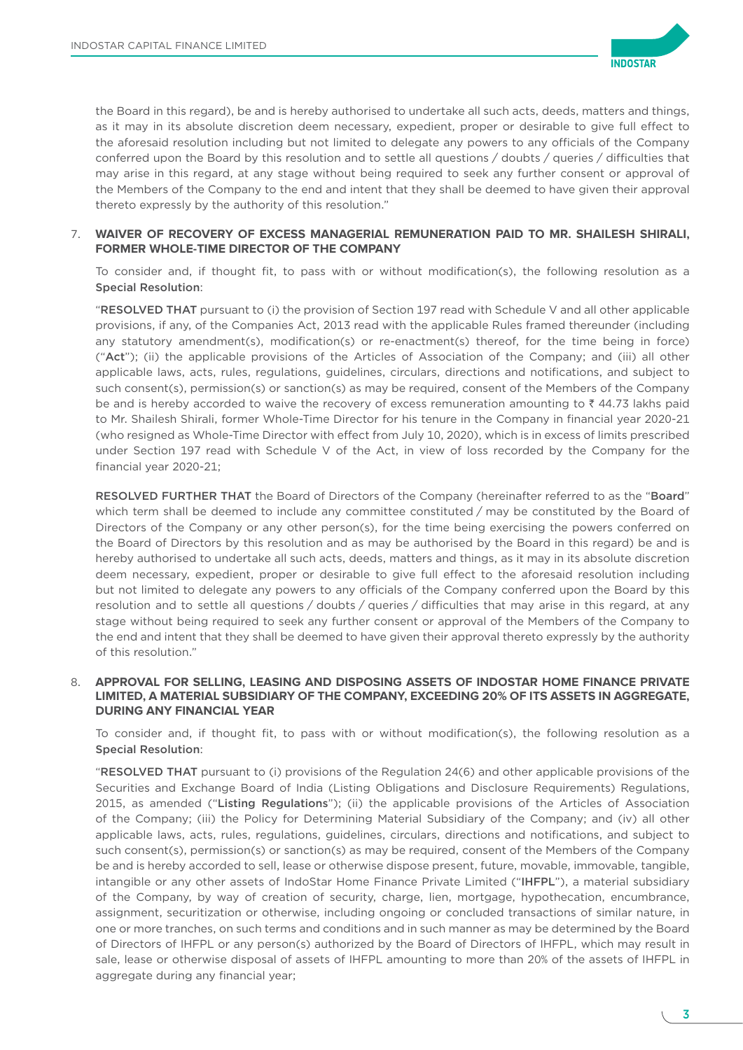the Board in this regard), be and is hereby authorised to undertake all such acts, deeds, matters and things, as it may in its absolute discretion deem necessary, expedient, proper or desirable to give full effect to the aforesaid resolution including but not limited to delegate any powers to any officials of the Company conferred upon the Board by this resolution and to settle all questions / doubts / queries / difficulties that may arise in this regard, at any stage without being required to seek any further consent or approval of the Members of the Company to the end and intent that they shall be deemed to have given their approval thereto expressly by the authority of this resolution."

7. **WAIVER OF RECOVERY OF EXCESS MANAGERIAL REMUNERATION PAID TO MR. SHAILESH SHIRALI, FORMER WHOLE-TIME DIRECTOR OF THE COMPANY**

To consider and, if thought fit, to pass with or without modification(s), the following resolution as a **Special Resolution**:

"**RESOLVED THAT** pursuant to (i) the provision of Section 197 read with Schedule V and all other applicable provisions, if any, of the Companies Act, 2013 read with the applicable Rules framed thereunder (including any statutory amendment(s), modification(s) or re-enactment(s) thereof, for the time being in force) ("**Act**"); (ii) the applicable provisions of the Articles of Association of the Company; and (iii) all other applicable laws, acts, rules, regulations, guidelines, circulars, directions and notifications, and subject to such consent(s), permission(s) or sanction(s) as may be required, consent of the Members of the Company be and is hereby accorded to waive the recovery of excess remuneration amounting to ₹ 44.73 lakhs paid to Mr. Shailesh Shirali, former Whole-Time Director for his tenure in the Company in financial year 2020-21 (who resigned as Whole-Time Director with effect from July 10, 2020), which is in excess of limits prescribed under Section 197 read with Schedule V of the Act, in view of loss recorded by the Company for the financial year 2020-21;

**RESOLVED FURTHER THAT** the Board of Directors of the Company (hereinafter referred to as the "**Board**" which term shall be deemed to include any committee constituted / may be constituted by the Board of Directors of the Company or any other person(s), for the time being exercising the powers conferred on the Board of Directors by this resolution and as may be authorised by the Board in this regard) be and is hereby authorised to undertake all such acts, deeds, matters and things, as it may in its absolute discretion deem necessary, expedient, proper or desirable to give full effect to the aforesaid resolution including but not limited to delegate any powers to any officials of the Company conferred upon the Board by this resolution and to settle all questions / doubts / queries / difficulties that may arise in this regard, at any stage without being required to seek any further consent or approval of the Members of the Company to the end and intent that they shall be deemed to have given their approval thereto expressly by the authority of this resolution."

8. **APPROVAL FOR SELLING, LEASING AND DISPOSING ASSETS OF INDOSTAR HOME FINANCE PRIVATE LIMITED, A MATERIAL SUBSIDIARY OF THE COMPANY, EXCEEDING 20% OF ITS ASSETS IN AGGREGATE, DURING ANY FINANCIAL YEAR**

To consider and, if thought fit, to pass with or without modification(s), the following resolution as a **Special Resolution**:

"**RESOLVED THAT** pursuant to (i) provisions of the Regulation 24(6) and other applicable provisions of the Securities and Exchange Board of India (Listing Obligations and Disclosure Requirements) Regulations, 2015, as amended ("**Listing Regulations**"); (ii) the applicable provisions of the Articles of Association of the Company; (iii) the Policy for Determining Material Subsidiary of the Company; and (iv) all other applicable laws, acts, rules, regulations, guidelines, circulars, directions and notifications, and subject to such consent(s), permission(s) or sanction(s) as may be required, consent of the Members of the Company be and is hereby accorded to sell, lease or otherwise dispose present, future, movable, immovable, tangible, intangible or any other assets of IndoStar Home Finance Private Limited ("**IHFPL**"), a material subsidiary of the Company, by way of creation of security, charge, lien, mortgage, hypothecation, encumbrance, assignment, securitization or otherwise, including ongoing or concluded transactions of similar nature, in one or more tranches, on such terms and conditions and in such manner as may be determined by the Board of Directors of IHFPL or any person(s) authorized by the Board of Directors of IHFPL, which may result in sale, lease or otherwise disposal of assets of IHFPL amounting to more than 20% of the assets of IHFPL in aggregate during any financial year;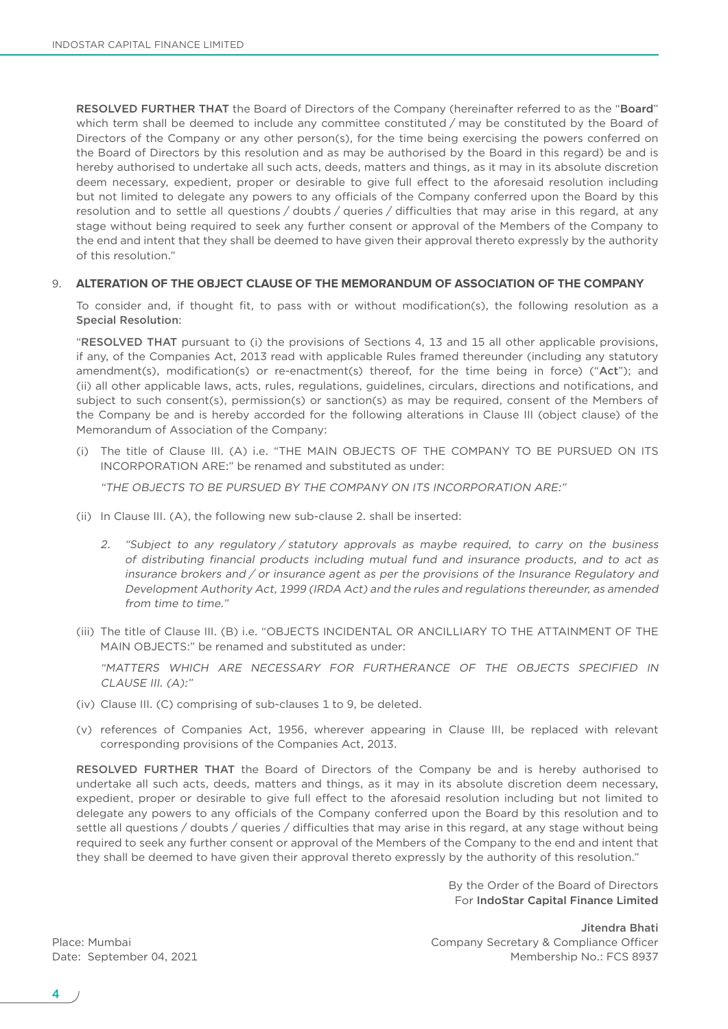**RESOLVED FURTHER THAT** the Board of Directors of the Company (hereinafter referred to as the "**Board**" which term shall be deemed to include any committee constituted / may be constituted by the Board of Directors of the Company or any other person(s), for the time being exercising the powers conferred on the Board of Directors by this resolution and as may be authorised by the Board in this regard) be and is hereby authorised to undertake all such acts, deeds, matters and things, as it may in its absolute discretion deem necessary, expedient, proper or desirable to give full effect to the aforesaid resolution including but not limited to delegate any powers to any officials of the Company conferred upon the Board by this resolution and to settle all questions / doubts / queries / difficulties that may arise in this regard, at any stage without being required to seek any further consent or approval of the Members of the Company to the end and intent that they shall be deemed to have given their approval thereto expressly by the authority of this resolution."

9. **ALTERATION OF THE OBJECT CLAUSE OF THE MEMORANDUM OF ASSOCIATION OF THE COMPANY**

To consider and, if thought fit, to pass with or without modification(s), the following resolution as a **Special Resolution**:

"**RESOLVED THAT** pursuant to (i) the provisions of Sections 4, 13 and 15 all other applicable provisions, if any, of the Companies Act, 2013 read with applicable Rules framed thereunder (including any statutory amendment(s), modification(s) or re-enactment(s) thereof, for the time being in force) ("**Act**"); and (ii) all other applicable laws, acts, rules, regulations, guidelines, circulars, directions and notifications, and subject to such consent(s), permission(s) or sanction(s) as may be required, consent of the Members of the Company be and is hereby accorded for the following alterations in Clause III (object clause) of the Memorandum of Association of the Company:

(i) The title of Clause III. (A) i.e. "THE MAIN OBJECTS OF THE COMPANY TO BE PURSUED ON ITS INCORPORATION ARE:" be renamed and substituted as under:

*"THE OBJECTS TO BE PURSUED BY THE COMPANY ON ITS INCORPORATION ARE:"*

(ii) In Clause III. (A), the following new sub-clause 2. shall be inserted:

*2. "Subject to any regulatory / statutory approvals as maybe required, to carry on the business of distributing financial products including mutual fund and insurance products, and to act as insurance brokers and / or insurance agent as per the provisions of the Insurance Regulatory and Development Authority Act, 1999 (IRDA Act) and the rules and regulations thereunder, as amended from time to time."*

(iii) The title of Clause III. (B) i.e. "OBJECTS INCIDENTAL OR ANCILLIARY TO THE ATTAINMENT OF THE MAIN OBJECTS:" be renamed and substituted as under:

*"MATTERS WHICH ARE NECESSARY FOR FURTHERANCE OF THE OBJECTS SPECIFIED IN CLAUSE III. (A):"*

(iv) Clause III. (C) comprising of sub-clauses 1 to 9, be deleted.

(v) references of Companies Act, 1956, wherever appearing in Clause III, be replaced with relevant corresponding provisions of the Companies Act, 2013.

**RESOLVED FURTHER THAT** the Board of Directors of the Company be and is hereby authorised to undertake all such acts, deeds, matters and things, as it may in its absolute discretion deem necessary, expedient, proper or desirable to give full effect to the aforesaid resolution including but not limited to delegate any powers to any officials of the Company conferred upon the Board by this resolution and to settle all questions / doubts / queries / difficulties that may arise in this regard, at any stage without being required to seek any further consent or approval of the Members of the Company to the end and intent that they shall be deemed to have given their approval thereto expressly by the authority of this resolution."

By the Order of the Board of Directors
For **IndoStar Capital Finance Limited**

**Jitendra Bhati**
Company Secretary & Compliance Officer
Membership No.: FCS 8937

Place: Mumbai
Date: September 04, 2021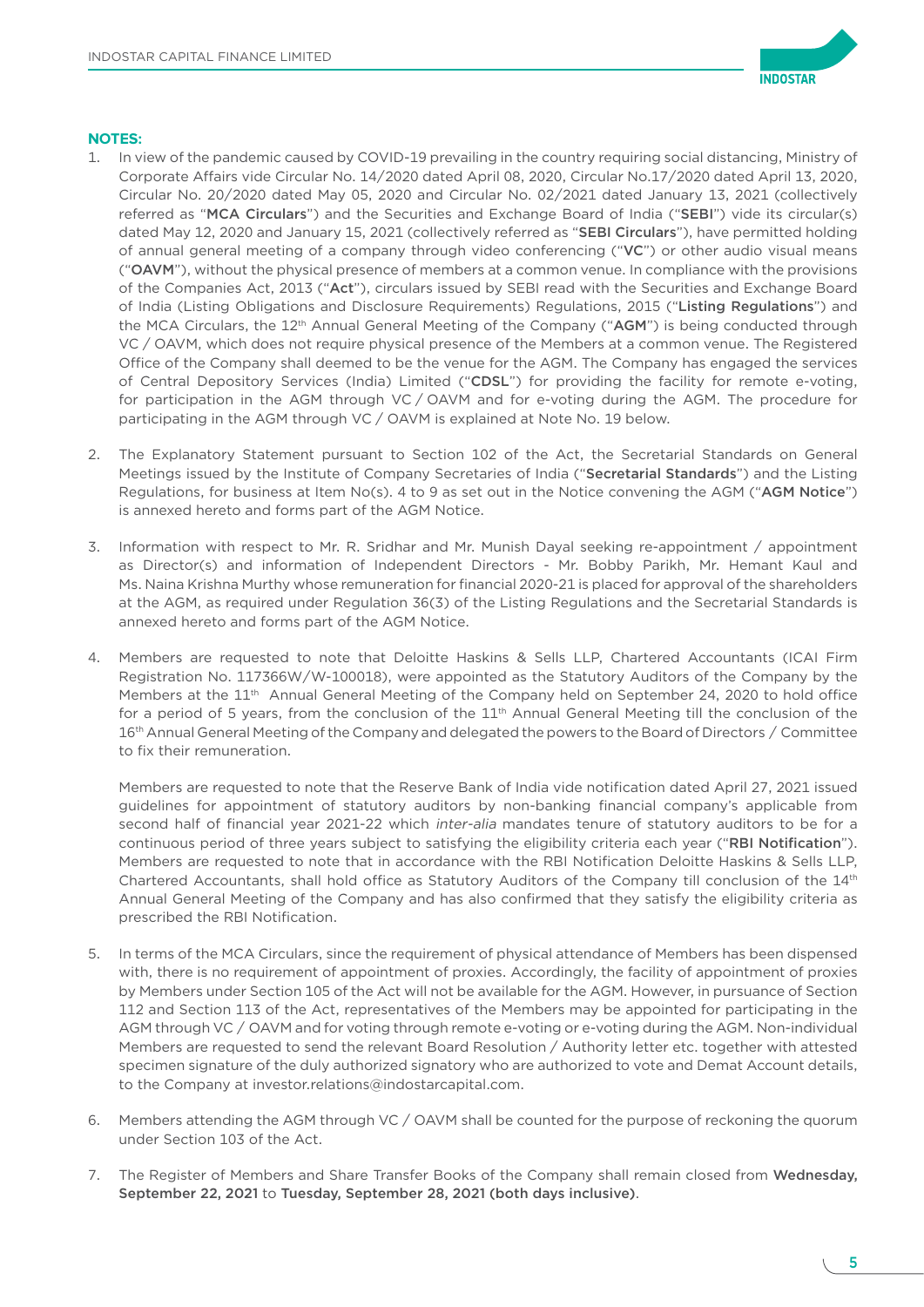**NOTES:**

1. In view of the pandemic caused by COVID-19 prevailing in the country requiring social distancing, Ministry of Corporate Affairs vide Circular No. 14/2020 dated April 08, 2020, Circular No.17/2020 dated April 13, 2020, Circular No. 20/2020 dated May 05, 2020 and Circular No. 02/2021 dated January 13, 2021 (collectively referred as "**MCA Circulars**") and the Securities and Exchange Board of India ("**SEBI**") vide its circular(s) dated May 12, 2020 and January 15, 2021 (collectively referred as "**SEBI Circulars**"), have permitted holding of annual general meeting of a company through video conferencing ("**VC**") or other audio visual means ("**OAVM**"), without the physical presence of members at a common venue. In compliance with the provisions of the Companies Act, 2013 ("**Act**"), circulars issued by SEBI read with the Securities and Exchange Board of India (Listing Obligations and Disclosure Requirements) Regulations, 2015 ("**Listing Regulations**") and the MCA Circulars, the 12th Annual General Meeting of the Company ("**AGM**") is being conducted through VC / OAVM, which does not require physical presence of the Members at a common venue. The Registered Office of the Company shall deemed to be the venue for the AGM. The Company has engaged the services of Central Depository Services (India) Limited ("**CDSL**") for providing the facility for remote e-voting, for participation in the AGM through VC / OAVM and for e-voting during the AGM. The procedure for participating in the AGM through VC / OAVM is explained at Note No. 19 below.

2. The Explanatory Statement pursuant to Section 102 of the Act, the Secretarial Standards on General Meetings issued by the Institute of Company Secretaries of India ("**Secretarial Standards**") and the Listing Regulations, for business at Item No(s). 4 to 9 as set out in the Notice convening the AGM ("**AGM Notice**") is annexed hereto and forms part of the AGM Notice.

3. Information with respect to Mr. R. Sridhar and Mr. Munish Dayal seeking re-appointment / appointment as Director(s) and information of Independent Directors - Mr. Bobby Parikh, Mr. Hemant Kaul and Ms. Naina Krishna Murthy whose remuneration for financial 2020-21 is placed for approval of the shareholders at the AGM, as required under Regulation 36(3) of the Listing Regulations and the Secretarial Standards is annexed hereto and forms part of the AGM Notice.

4. Members are requested to note that Deloitte Haskins & Sells LLP, Chartered Accountants (ICAI Firm Registration No. 117366W/W-100018), were appointed as the Statutory Auditors of the Company by the Members at the 11th Annual General Meeting of the Company held on September 24, 2020 to hold office for a period of 5 years, from the conclusion of the 11th Annual General Meeting till the conclusion of the 16th Annual General Meeting of the Company and delegated the powers to the Board of Directors / Committee to fix their remuneration.

   Members are requested to note that the Reserve Bank of India vide notification dated April 27, 2021 issued guidelines for appointment of statutory auditors by non-banking financial company's applicable from second half of financial year 2021-22 which *inter-alia* mandates tenure of statutory auditors to be for a continuous period of three years subject to satisfying the eligibility criteria each year ("**RBI Notification**"). Members are requested to note that in accordance with the RBI Notification Deloitte Haskins & Sells LLP, Chartered Accountants, shall hold office as Statutory Auditors of the Company till conclusion of the 14th Annual General Meeting of the Company and has also confirmed that they satisfy the eligibility criteria as prescribed the RBI Notification.

5. In terms of the MCA Circulars, since the requirement of physical attendance of Members has been dispensed with, there is no requirement of appointment of proxies. Accordingly, the facility of appointment of proxies by Members under Section 105 of the Act will not be available for the AGM. However, in pursuance of Section 112 and Section 113 of the Act, representatives of the Members may be appointed for participating in the AGM through VC / OAVM and for voting through remote e-voting or e-voting during the AGM. Non-individual Members are requested to send the relevant Board Resolution / Authority letter etc. together with attested specimen signature of the duly authorized signatory who are authorized to vote and Demat Account details, to the Company at investor.relations@indostarcapital.com.

6. Members attending the AGM through VC / OAVM shall be counted for the purpose of reckoning the quorum under Section 103 of the Act.

7. The Register of Members and Share Transfer Books of the Company shall remain closed from **Wednesday, September 22, 2021** to **Tuesday, September 28, 2021 (both days inclusive)**.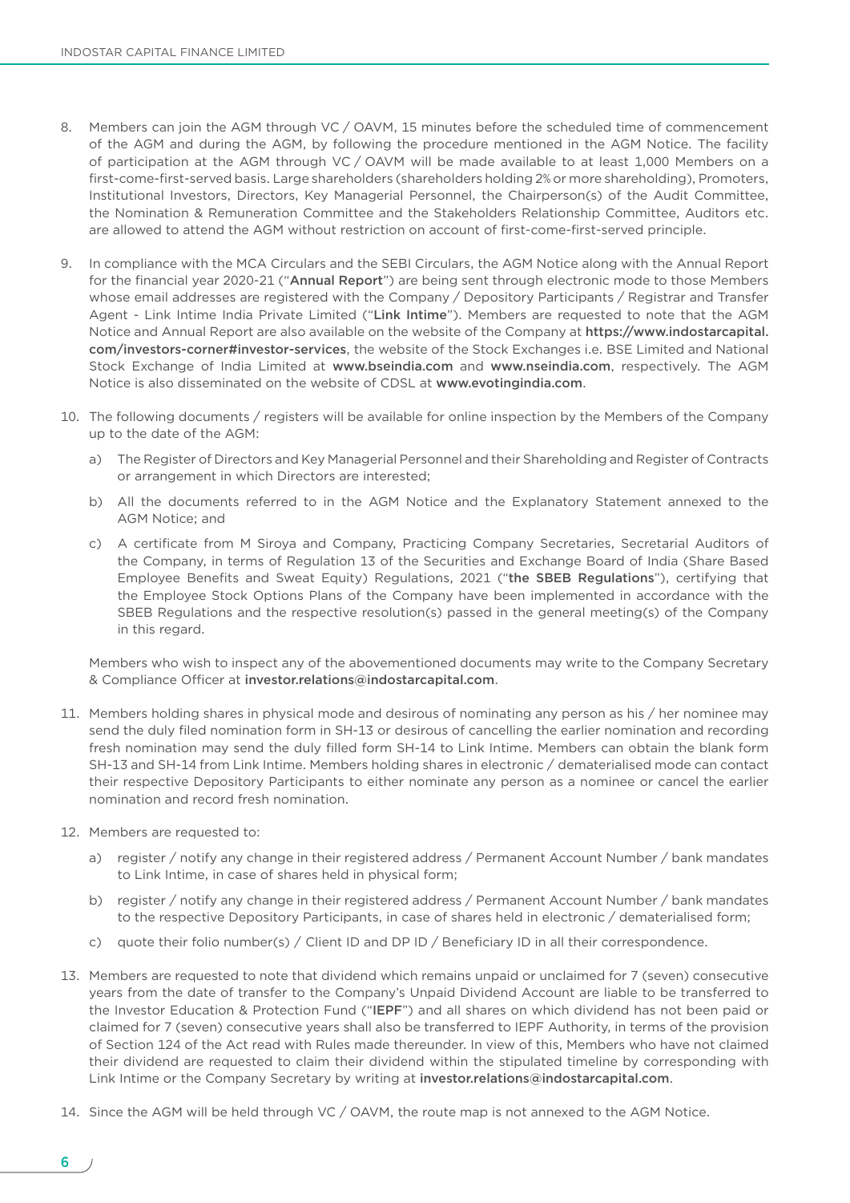8. Members can join the AGM through VC / OAVM, 15 minutes before the scheduled time of commencement of the AGM and during the AGM, by following the procedure mentioned in the AGM Notice. The facility of participation at the AGM through VC / OAVM will be made available to at least 1,000 Members on a first-come-first-served basis. Large shareholders (shareholders holding 2% or more shareholding), Promoters, Institutional Investors, Directors, Key Managerial Personnel, the Chairperson(s) of the Audit Committee, the Nomination & Remuneration Committee and the Stakeholders Relationship Committee, Auditors etc. are allowed to attend the AGM without restriction on account of first-come-first-served principle.

9. In compliance with the MCA Circulars and the SEBI Circulars, the AGM Notice along with the Annual Report for the financial year 2020-21 ("**Annual Report**") are being sent through electronic mode to those Members whose email addresses are registered with the Company / Depository Participants / Registrar and Transfer Agent - Link Intime India Private Limited ("**Link Intime**"). Members are requested to note that the AGM Notice and Annual Report are also available on the website of the Company at **https://www.indostarcapital.com/investors-corner#investor-services**, the website of the Stock Exchanges i.e. BSE Limited and National Stock Exchange of India Limited at **www.bseindia.com** and **www.nseindia.com**, respectively. The AGM Notice is also disseminated on the website of CDSL at **www.evotingindia.com**.

10. The following documents / registers will be available for online inspection by the Members of the Company up to the date of the AGM:

    a) The Register of Directors and Key Managerial Personnel and their Shareholding and Register of Contracts or arrangement in which Directors are interested;

    b) All the documents referred to in the AGM Notice and the Explanatory Statement annexed to the AGM Notice; and

    c) A certificate from M Siroya and Company, Practicing Company Secretaries, Secretarial Auditors of the Company, in terms of Regulation 13 of the Securities and Exchange Board of India (Share Based Employee Benefits and Sweat Equity) Regulations, 2021 ("**the SBEB Regulations**"), certifying that the Employee Stock Options Plans of the Company have been implemented in accordance with the SBEB Regulations and the respective resolution(s) passed in the general meeting(s) of the Company in this regard.

    Members who wish to inspect any of the abovementioned documents may write to the Company Secretary & Compliance Officer at **investor.relations@indostarcapital.com**.

11. Members holding shares in physical mode and desirous of nominating any person as his / her nominee may send the duly filed nomination form in SH-13 or desirous of cancelling the earlier nomination and recording fresh nomination may send the duly filled form SH-14 to Link Intime. Members can obtain the blank form SH-13 and SH-14 from Link Intime. Members holding shares in electronic / dematerialised mode can contact their respective Depository Participants to either nominate any person as a nominee or cancel the earlier nomination and record fresh nomination.

12. Members are requested to:

    a) register / notify any change in their registered address / Permanent Account Number / bank mandates to Link Intime, in case of shares held in physical form;

    b) register / notify any change in their registered address / Permanent Account Number / bank mandates to the respective Depository Participants, in case of shares held in electronic / dematerialised form;

    c) quote their folio number(s) / Client ID and DP ID / Beneficiary ID in all their correspondence.

13. Members are requested to note that dividend which remains unpaid or unclaimed for 7 (seven) consecutive years from the date of transfer to the Company's Unpaid Dividend Account are liable to be transferred to the Investor Education & Protection Fund ("**IEPF**") and all shares on which dividend has not been paid or claimed for 7 (seven) consecutive years shall also be transferred to IEPF Authority, in terms of the provision of Section 124 of the Act read with Rules made thereunder. In view of this, Members who have not claimed their dividend are requested to claim their dividend within the stipulated timeline by corresponding with Link Intime or the Company Secretary by writing at **investor.relations@indostarcapital.com**.

14. Since the AGM will be held through VC / OAVM, the route map is not annexed to the AGM Notice.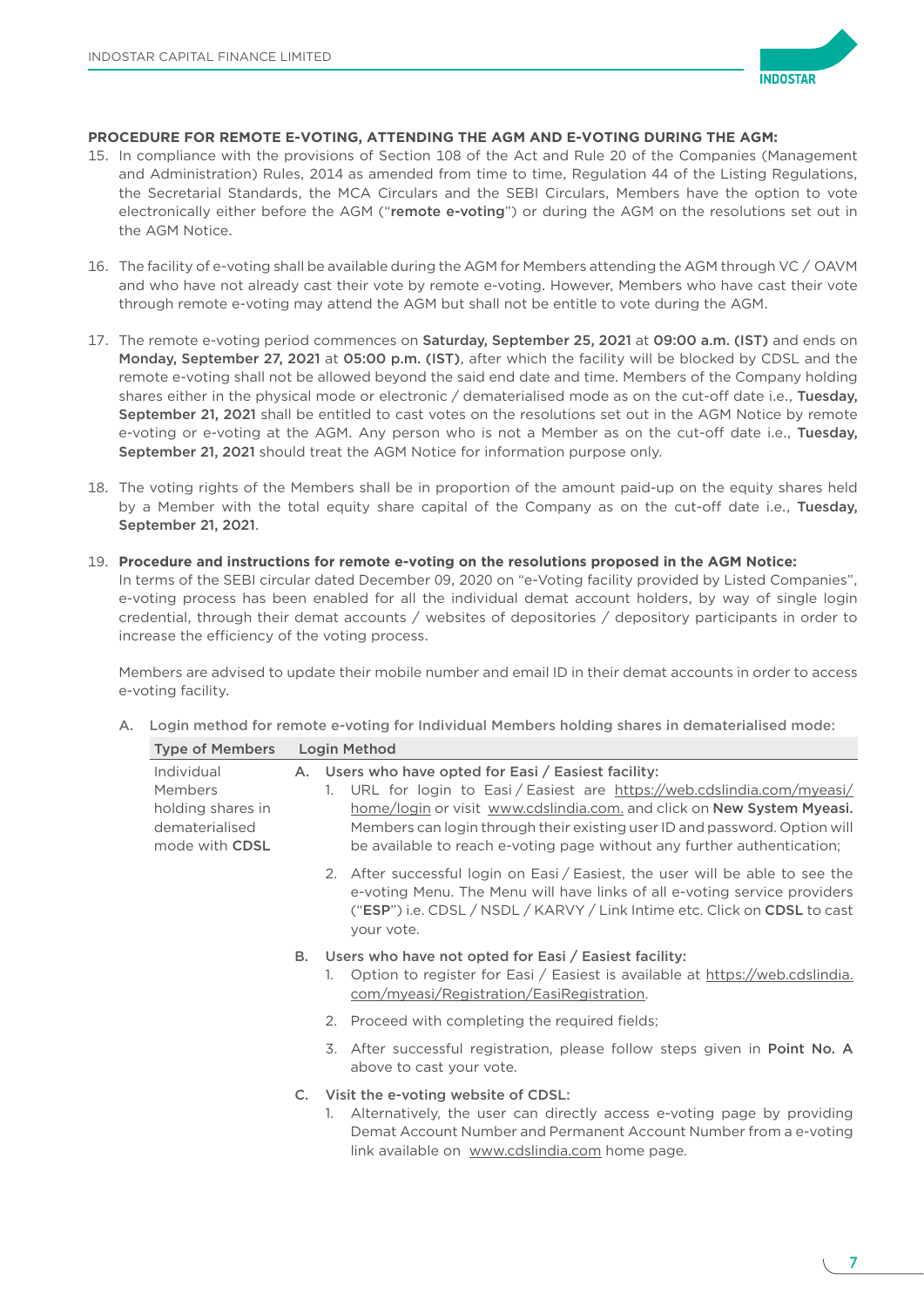**PROCEDURE FOR REMOTE E-VOTING, ATTENDING THE AGM AND E-VOTING DURING THE AGM:**

15. In compliance with the provisions of Section 108 of the Act and Rule 20 of the Companies (Management and Administration) Rules, 2014 as amended from time to time, Regulation 44 of the Listing Regulations, the Secretarial Standards, the MCA Circulars and the SEBI Circulars, Members have the option to vote electronically either before the AGM ("**remote e-voting**") or during the AGM on the resolutions set out in the AGM Notice.

16. The facility of e-voting shall be available during the AGM for Members attending the AGM through VC / OAVM and who have not already cast their vote by remote e-voting. However, Members who have cast their vote through remote e-voting may attend the AGM but shall not be entitle to vote during the AGM.

17. The remote e-voting period commences on **Saturday, September 25, 2021** at **09:00 a.m. (IST)** and ends on **Monday, September 27, 2021** at **05:00 p.m. (IST)**, after which the facility will be blocked by CDSL and the remote e-voting shall not be allowed beyond the said end date and time. Members of the Company holding shares either in the physical mode or electronic / dematerialised mode as on the cut-off date i.e., **Tuesday, September 21, 2021** shall be entitled to cast votes on the resolutions set out in the AGM Notice by remote e-voting or e-voting at the AGM. Any person who is not a Member as on the cut-off date i.e., **Tuesday, September 21, 2021** should treat the AGM Notice for information purpose only.

18. The voting rights of the Members shall be in proportion of the amount paid-up on the equity shares held by a Member with the total equity share capital of the Company as on the cut-off date i.e., **Tuesday, September 21, 2021**.

19. **Procedure and instructions for remote e-voting on the resolutions proposed in the AGM Notice:**

    In terms of the SEBI circular dated December 09, 2020 on "e-Voting facility provided by Listed Companies", e-voting process has been enabled for all the individual demat account holders, by way of single login credential, through their demat accounts / websites of depositories / depository participants in order to increase the efficiency of the voting process.

    Members are advised to update their mobile number and email ID in their demat accounts in order to access e-voting facility.

    A. Login method for remote e-voting for Individual Members holding shares in dematerialised mode:

| Type of Members | Login Method |
|---|---|
| Individual Members holding shares in dematerialised mode with **CDSL** | A. **Users who have opted for Easi / Easiest facility:**<br>1. URL for login to Easi / Easiest are https://web.cdslindia.com/myeasi/home/login or visit www.cdslindia.com. and click on **New System Myeasi.** Members can login through their existing user ID and password. Option will be available to reach e-voting page without any further authentication;<br>2. After successful login on Easi / Easiest, the user will be able to see the e-voting Menu. The Menu will have links of all e-voting service providers ("**ESP**") i.e. CDSL / NSDL / KARVY / Link Intime etc. Click on **CDSL** to cast your vote.<br>B. **Users who have not opted for Easi / Easiest facility:**<br>1. Option to register for Easi / Easiest is available at https://web.cdslindia.com/myeasi/Registration/EasiRegistration.<br>2. Proceed with completing the required fields;<br>3. After successful registration, please follow steps given in **Point No. A** above to cast your vote.<br>C. **Visit the e-voting website of CDSL:**<br>1. Alternatively, the user can directly access e-voting page by providing Demat Account Number and Permanent Account Number from a e-voting link available on www.cdslindia.com home page. |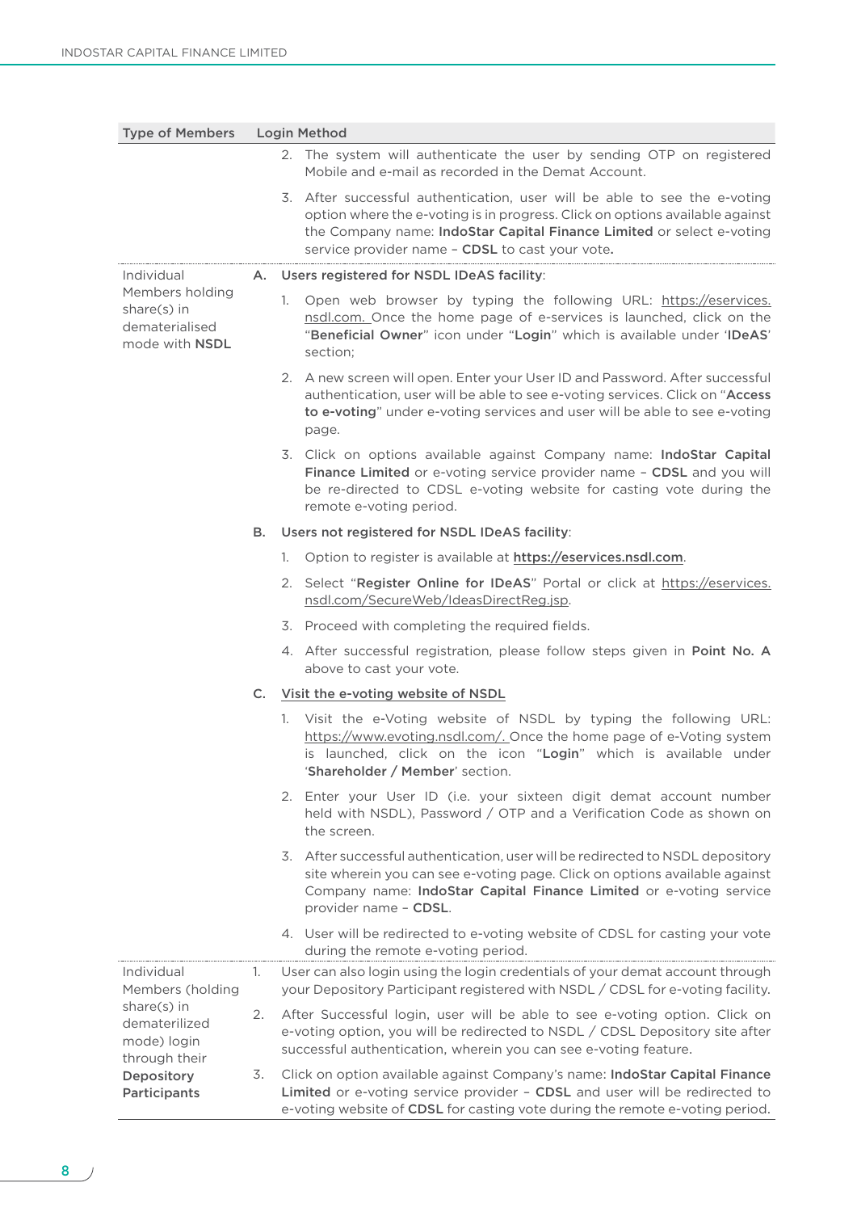| Type of Members | Login Method |
|---|---|
| | 2. The system will authenticate the user by sending OTP on registered Mobile and e-mail as recorded in the Demat Account.<br><br>3. After successful authentication, user will be able to see the e-voting option where the e-voting is in progress. Click on options available against the Company name: **IndoStar Capital Finance Limited** or select e-voting service provider name – **CDSL** to cast your vote**.** |
| Individual Members holding share(s) in dematerialised mode with **NSDL** | **A. Users registered for NSDL IDeAS facility**:<br><br>1. Open web browser by typing the following URL: https://eservices.nsdl.com. Once the home page of e-services is launched, click on the "**Beneficial Owner**" icon under "**Login**" which is available under '**IDeAS**' section;<br><br>2. A new screen will open. Enter your User ID and Password. After successful authentication, user will be able to see e-voting services. Click on "**Access to e-voting**" under e-voting services and user will be able to see e-voting page.<br><br>3. Click on options available against Company name: **IndoStar Capital Finance Limited** or e-voting service provider name – **CDSL** and you will be re-directed to CDSL e-voting website for casting vote during the remote e-voting period.<br><br>**B. Users not registered for NSDL IDeAS facility**:<br><br>1. Option to register is available at **https://eservices.nsdl.com**.<br><br>2. Select "**Register Online for IDeAS**" Portal or click at https://eservices.nsdl.com/SecureWeb/IdeasDirectReg.jsp.<br><br>3. Proceed with completing the required fields.<br><br>4. After successful registration, please follow steps given in **Point No. A** above to cast your vote.<br><br>**C. Visit the e-voting website of NSDL**<br><br>1. Visit the e-Voting website of NSDL by typing the following URL: https://www.evoting.nsdl.com/. Once the home page of e-Voting system is launched, click on the icon "**Login**" which is available under '**Shareholder / Member**' section.<br><br>2. Enter your User ID (i.e. your sixteen digit demat account number held with NSDL), Password / OTP and a Verification Code as shown on the screen.<br><br>3. After successful authentication, user will be redirected to NSDL depository site wherein you can see e-voting page. Click on options available against Company name: **IndoStar Capital Finance Limited** or e-voting service provider name – **CDSL**.<br><br>4. User will be redirected to e-voting website of CDSL for casting your vote during the remote e-voting period. |
| Individual Members (holding share(s) in dematerilized mode) login through their **Depository Participants** | 1. User can also login using the login credentials of your demat account through your Depository Participant registered with NSDL / CDSL for e-voting facility.<br><br>2. After Successful login, user will be able to see e-voting option. Click on e-voting option, you will be redirected to NSDL / CDSL Depository site after successful authentication, wherein you can see e-voting feature.<br><br>3. Click on option available against Company's name: **IndoStar Capital Finance Limited** or e-voting service provider – **CDSL** and user will be redirected to e-voting website of **CDSL** for casting vote during the remote e-voting period. |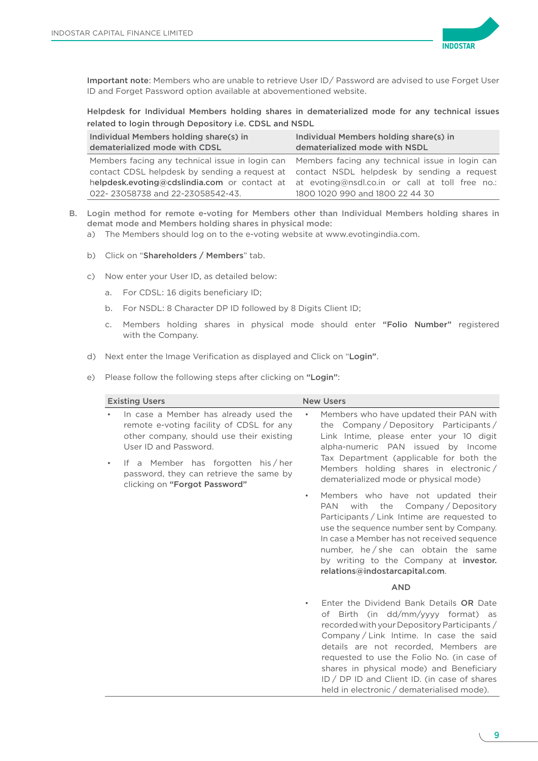**Important note**: Members who are unable to retrieve User ID/ Password are advised to use Forget User ID and Forget Password option available at abovementioned website.

**Helpdesk for Individual Members holding shares in dematerialized mode for any technical issues related to login through Depository i.e. CDSL and NSDL**

| Individual Members holding share(s) in dematerialized mode with CDSL | Individual Members holding share(s) in dematerialized mode with NSDL |
|---|---|
| Members facing any technical issue in login can contact CDSL helpdesk by sending a request at h**elpdesk.evoting@cdslindia.com** or contact at 022- 23058738 and 22-23058542-43. | Members facing any technical issue in login can contact NSDL helpdesk by sending a request at evoting@nsdl.co.in or call at toll free no.: 1800 1020 990 and 1800 22 44 30 |

B. **Login method for remote e-voting for Members other than Individual Members holding shares in demat mode and Members holding shares in physical mode:**

a) The Members should log on to the e-voting website at www.evotingindia.com.

b) Click on "**Shareholders / Members**" tab.

c) Now enter your User ID, as detailed below:

   a. For CDSL: 16 digits beneficiary ID;

   b. For NSDL: 8 Character DP ID followed by 8 Digits Client ID;

   c. Members holding shares in physical mode should enter **"Folio Number"** registered with the Company.

d) Next enter the Image Verification as displayed and Click on "**Login**".

e) Please follow the following steps after clicking on **"Login"**:

| Existing Users | New Users |
|---|---|
| • In case a Member has already used the remote e-voting facility of CDSL for any other company, should use their existing User ID and Password.<br>• If a Member has forgotten his / her password, they can retrieve the same by clicking on **"Forgot Password"** | • Members who have updated their PAN with the Company / Depository Participants / Link Intime, please enter your 10 digit alpha-numeric PAN issued by Income Tax Department (applicable for both the Members holding shares in electronic / dematerialized mode or physical mode)<br>• Members who have not updated their PAN with the Company / Depository Participants / Link Intime are requested to use the sequence number sent by Company. In case a Member has not received sequence number, he / she can obtain the same by writing to the Company at **investor.relations@indostarcapital.com**.<br>AND<br>• Enter the Dividend Bank Details **OR** Date of Birth (in dd/mm/yyyy format) as recorded with your Depository Participants / Company / Link Intime. In case the said details are not recorded, Members are requested to use the Folio No. (in case of shares in physical mode) and Beneficiary ID / DP ID and Client ID. (in case of shares held in electronic / dematerialised mode). |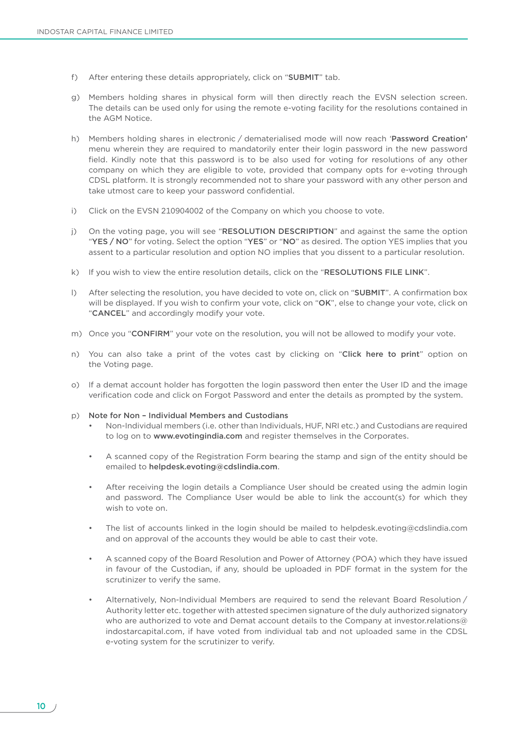f) After entering these details appropriately, click on "**SUBMIT**" tab.

g) Members holding shares in physical form will then directly reach the EVSN selection screen. The details can be used only for using the remote e-voting facility for the resolutions contained in the AGM Notice.

h) Members holding shares in electronic / dematerialised mode will now reach '**Password Creation'** menu wherein they are required to mandatorily enter their login password in the new password field. Kindly note that this password is to be also used for voting for resolutions of any other company on which they are eligible to vote, provided that company opts for e-voting through CDSL platform. It is strongly recommended not to share your password with any other person and take utmost care to keep your password confidential.

i) Click on the EVSN 210904002 of the Company on which you choose to vote.

j) On the voting page, you will see "**RESOLUTION DESCRIPTION**" and against the same the option "**YES / NO**" for voting. Select the option "**YES**" or "**NO**" as desired. The option YES implies that you assent to a particular resolution and option NO implies that you dissent to a particular resolution.

k) If you wish to view the entire resolution details, click on the "**RESOLUTIONS FILE LINK**".

l) After selecting the resolution, you have decided to vote on, click on "**SUBMIT**". A confirmation box will be displayed. If you wish to confirm your vote, click on "**OK**", else to change your vote, click on "**CANCEL**" and accordingly modify your vote.

m) Once you "**CONFIRM**" your vote on the resolution, you will not be allowed to modify your vote.

n) You can also take a print of the votes cast by clicking on "**Click here to print**" option on the Voting page.

o) If a demat account holder has forgotten the login password then enter the User ID and the image verification code and click on Forgot Password and enter the details as prompted by the system.

p) **Note for Non – Individual Members and Custodians**

- Non-Individual members (i.e. other than Individuals, HUF, NRI etc.) and Custodians are required to log on to **www.evotingindia.com** and register themselves in the Corporates.
- A scanned copy of the Registration Form bearing the stamp and sign of the entity should be emailed to **helpdesk.evoting@cdslindia.com**.
- After receiving the login details a Compliance User should be created using the admin login and password. The Compliance User would be able to link the account(s) for which they wish to vote on.
- The list of accounts linked in the login should be mailed to helpdesk.evoting@cdslindia.com and on approval of the accounts they would be able to cast their vote.
- A scanned copy of the Board Resolution and Power of Attorney (POA) which they have issued in favour of the Custodian, if any, should be uploaded in PDF format in the system for the scrutinizer to verify the same.
- Alternatively, Non-Individual Members are required to send the relevant Board Resolution / Authority letter etc. together with attested specimen signature of the duly authorized signatory who are authorized to vote and Demat account details to the Company at investor.relations@indostarcapital.com, if have voted from individual tab and not uploaded same in the CDSL e-voting system for the scrutinizer to verify.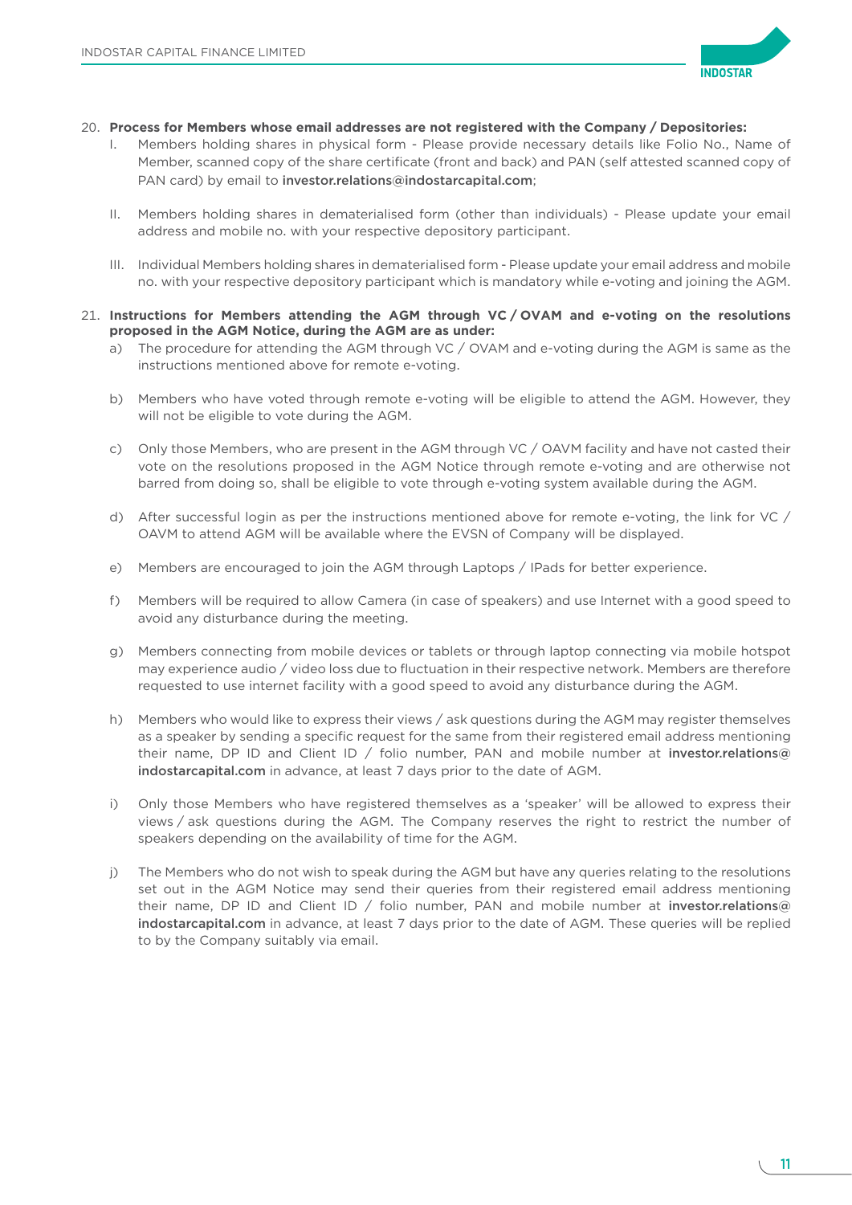20. **Process for Members whose email addresses are not registered with the Company / Depositories:**

    I. Members holding shares in physical form - Please provide necessary details like Folio No., Name of Member, scanned copy of the share certificate (front and back) and PAN (self attested scanned copy of PAN card) by email to **investor.relations@indostarcapital.com**;

    II. Members holding shares in dematerialised form (other than individuals) - Please update your email address and mobile no. with your respective depository participant.

    III. Individual Members holding shares in dematerialised form - Please update your email address and mobile no. with your respective depository participant which is mandatory while e-voting and joining the AGM.

21. **Instructions for Members attending the AGM through VC / OVAM and e-voting on the resolutions proposed in the AGM Notice, during the AGM are as under:**

    a) The procedure for attending the AGM through VC / OVAM and e-voting during the AGM is same as the instructions mentioned above for remote e-voting.

    b) Members who have voted through remote e-voting will be eligible to attend the AGM. However, they will not be eligible to vote during the AGM.

    c) Only those Members, who are present in the AGM through VC / OAVM facility and have not casted their vote on the resolutions proposed in the AGM Notice through remote e-voting and are otherwise not barred from doing so, shall be eligible to vote through e-voting system available during the AGM.

    d) After successful login as per the instructions mentioned above for remote e-voting, the link for VC / OAVM to attend AGM will be available where the EVSN of Company will be displayed.

    e) Members are encouraged to join the AGM through Laptops / IPads for better experience.

    f) Members will be required to allow Camera (in case of speakers) and use Internet with a good speed to avoid any disturbance during the meeting.

    g) Members connecting from mobile devices or tablets or through laptop connecting via mobile hotspot may experience audio / video loss due to fluctuation in their respective network. Members are therefore requested to use internet facility with a good speed to avoid any disturbance during the AGM.

    h) Members who would like to express their views / ask questions during the AGM may register themselves as a speaker by sending a specific request for the same from their registered email address mentioning their name, DP ID and Client ID / folio number, PAN and mobile number at **investor.relations@indostarcapital.com** in advance, at least 7 days prior to the date of AGM.

    i) Only those Members who have registered themselves as a 'speaker' will be allowed to express their views / ask questions during the AGM. The Company reserves the right to restrict the number of speakers depending on the availability of time for the AGM.

    j) The Members who do not wish to speak during the AGM but have any queries relating to the resolutions set out in the AGM Notice may send their queries from their registered email address mentioning their name, DP ID and Client ID / folio number, PAN and mobile number at **investor.relations@indostarcapital.com** in advance, at least 7 days prior to the date of AGM. These queries will be replied to by the Company suitably via email.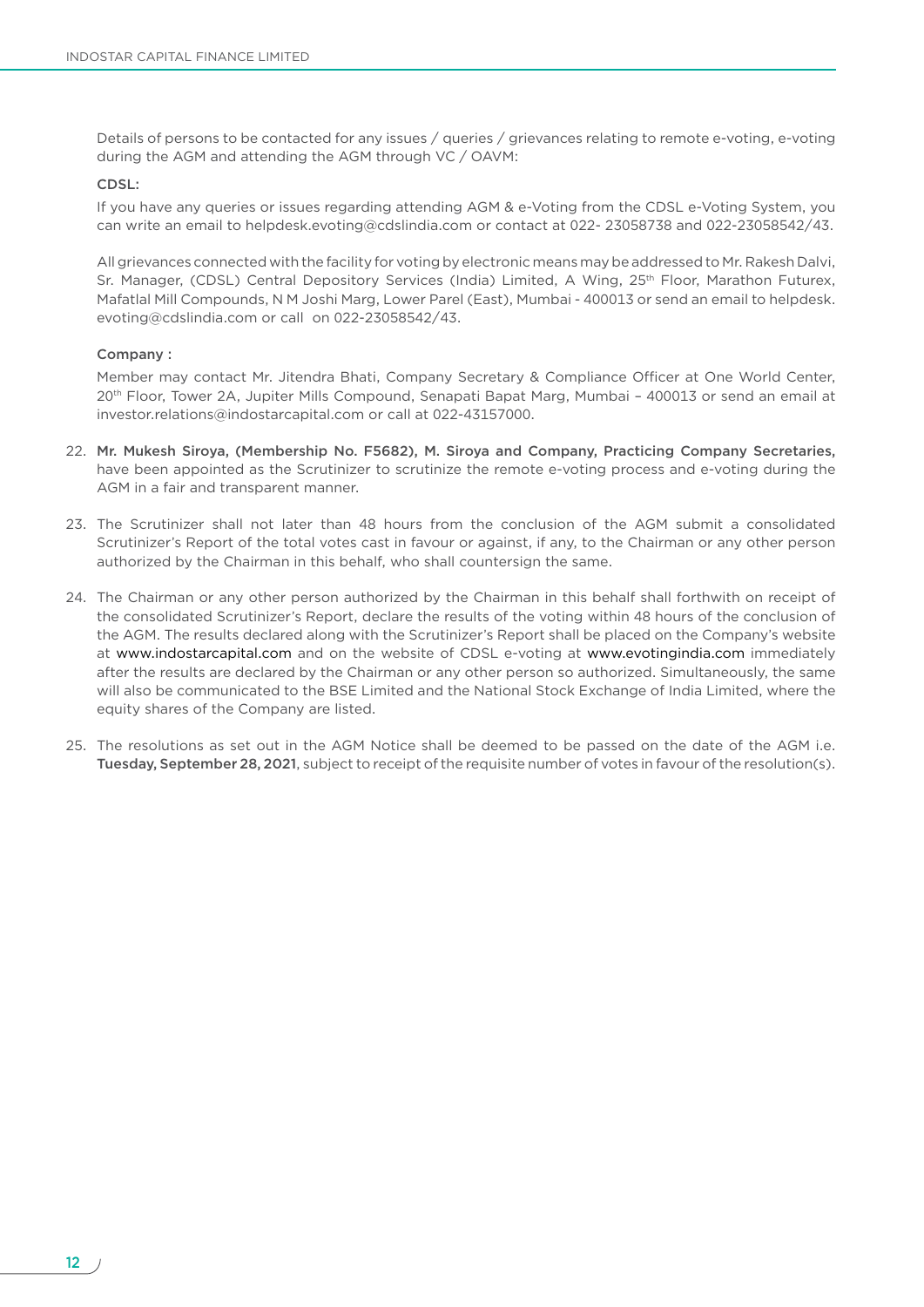Details of persons to be contacted for any issues / queries / grievances relating to remote e-voting, e-voting during the AGM and attending the AGM through VC / OAVM:

CDSL:

If you have any queries or issues regarding attending AGM & e-Voting from the CDSL e-Voting System, you can write an email to helpdesk.evoting@cdslindia.com or contact at 022- 23058738 and 022-23058542/43.

All grievances connected with the facility for voting by electronic means may be addressed to Mr. Rakesh Dalvi, Sr. Manager, (CDSL) Central Depository Services (India) Limited, A Wing, 25th Floor, Marathon Futurex, Mafatlal Mill Compounds, N M Joshi Marg, Lower Parel (East), Mumbai - 400013 or send an email to helpdesk.evoting@cdslindia.com or call on 022-23058542/43.

Company :

Member may contact Mr. Jitendra Bhati, Company Secretary & Compliance Officer at One World Center, 20th Floor, Tower 2A, Jupiter Mills Compound, Senapati Bapat Marg, Mumbai – 400013 or send an email at investor.relations@indostarcapital.com or call at 022-43157000.

22. **Mr. Mukesh Siroya, (Membership No. F5682), M. Siroya and Company, Practicing Company Secretaries,** have been appointed as the Scrutinizer to scrutinize the remote e-voting process and e-voting during the AGM in a fair and transparent manner.

23. The Scrutinizer shall not later than 48 hours from the conclusion of the AGM submit a consolidated Scrutinizer's Report of the total votes cast in favour or against, if any, to the Chairman or any other person authorized by the Chairman in this behalf, who shall countersign the same.

24. The Chairman or any other person authorized by the Chairman in this behalf shall forthwith on receipt of the consolidated Scrutinizer's Report, declare the results of the voting within 48 hours of the conclusion of the AGM. The results declared along with the Scrutinizer's Report shall be placed on the Company's website at www.indostarcapital.com and on the website of CDSL e-voting at www.evotingindia.com immediately after the results are declared by the Chairman or any other person so authorized. Simultaneously, the same will also be communicated to the BSE Limited and the National Stock Exchange of India Limited, where the equity shares of the Company are listed.

25. The resolutions as set out in the AGM Notice shall be deemed to be passed on the date of the AGM i.e. **Tuesday, September 28, 2021**, subject to receipt of the requisite number of votes in favour of the resolution(s).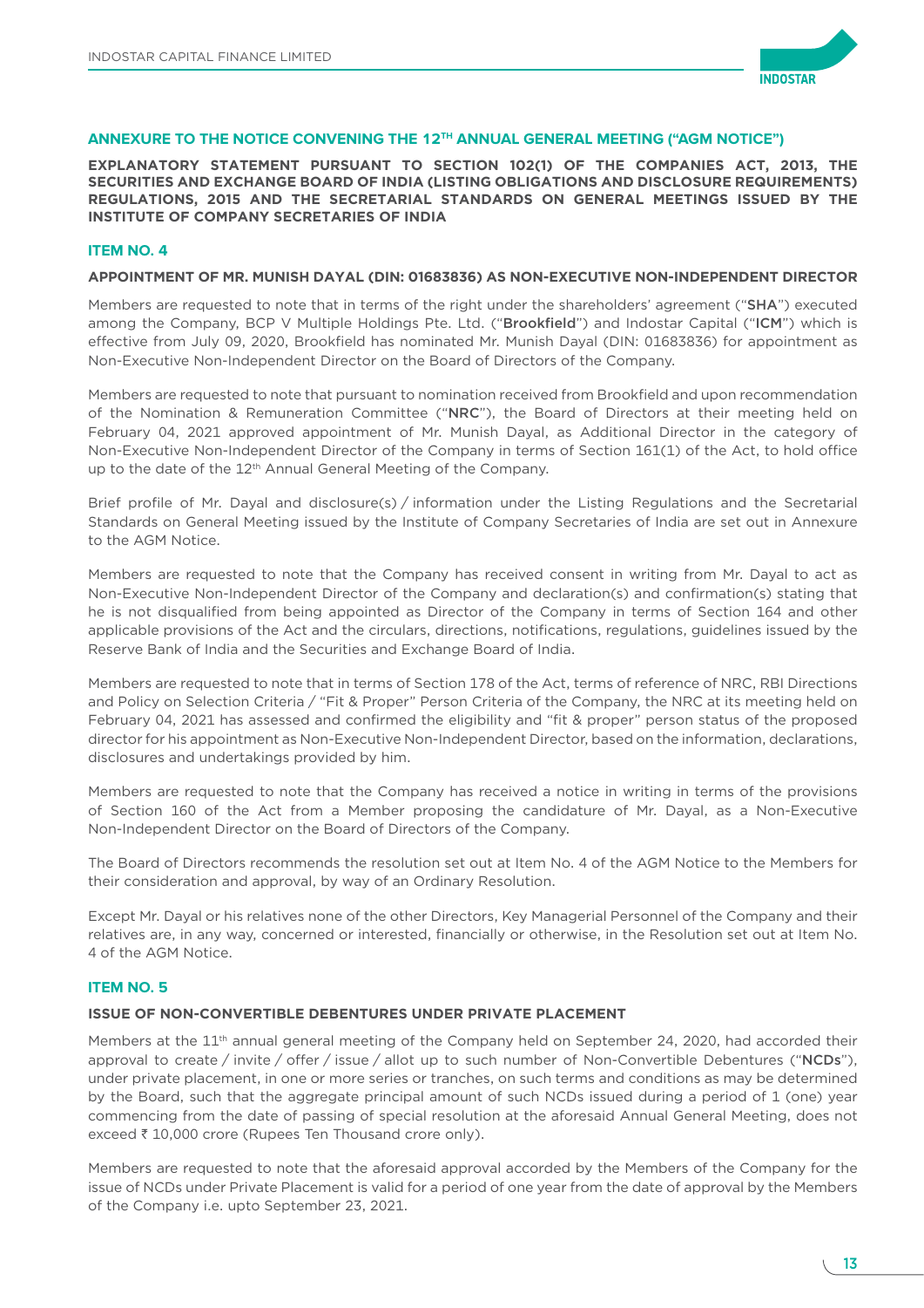## ANNEXURE TO THE NOTICE CONVENING THE 12TH ANNUAL GENERAL MEETING ("AGM NOTICE")

**EXPLANATORY STATEMENT PURSUANT TO SECTION 102(1) OF THE COMPANIES ACT, 2013, THE SECURITIES AND EXCHANGE BOARD OF INDIA (LISTING OBLIGATIONS AND DISCLOSURE REQUIREMENTS) REGULATIONS, 2015 AND THE SECRETARIAL STANDARDS ON GENERAL MEETINGS ISSUED BY THE INSTITUTE OF COMPANY SECRETARIES OF INDIA**

### ITEM NO. 4

**APPOINTMENT OF MR. MUNISH DAYAL (DIN: 01683836) AS NON-EXECUTIVE NON-INDEPENDENT DIRECTOR**

Members are requested to note that in terms of the right under the shareholders' agreement ("**SHA**") executed among the Company, BCP V Multiple Holdings Pte. Ltd. ("**Brookfield**") and Indostar Capital ("**ICM**") which is effective from July 09, 2020, Brookfield has nominated Mr. Munish Dayal (DIN: 01683836) for appointment as Non-Executive Non-Independent Director on the Board of Directors of the Company.

Members are requested to note that pursuant to nomination received from Brookfield and upon recommendation of the Nomination & Remuneration Committee ("**NRC**"), the Board of Directors at their meeting held on February 04, 2021 approved appointment of Mr. Munish Dayal, as Additional Director in the category of Non-Executive Non-Independent Director of the Company in terms of Section 161(1) of the Act, to hold office up to the date of the 12th Annual General Meeting of the Company.

Brief profile of Mr. Dayal and disclosure(s) / information under the Listing Regulations and the Secretarial Standards on General Meeting issued by the Institute of Company Secretaries of India are set out in Annexure to the AGM Notice.

Members are requested to note that the Company has received consent in writing from Mr. Dayal to act as Non-Executive Non-Independent Director of the Company and declaration(s) and confirmation(s) stating that he is not disqualified from being appointed as Director of the Company in terms of Section 164 and other applicable provisions of the Act and the circulars, directions, notifications, regulations, guidelines issued by the Reserve Bank of India and the Securities and Exchange Board of India.

Members are requested to note that in terms of Section 178 of the Act, terms of reference of NRC, RBI Directions and Policy on Selection Criteria / "Fit & Proper" Person Criteria of the Company, the NRC at its meeting held on February 04, 2021 has assessed and confirmed the eligibility and "fit & proper" person status of the proposed director for his appointment as Non-Executive Non-Independent Director, based on the information, declarations, disclosures and undertakings provided by him.

Members are requested to note that the Company has received a notice in writing in terms of the provisions of Section 160 of the Act from a Member proposing the candidature of Mr. Dayal, as a Non-Executive Non-Independent Director on the Board of Directors of the Company.

The Board of Directors recommends the resolution set out at Item No. 4 of the AGM Notice to the Members for their consideration and approval, by way of an Ordinary Resolution.

Except Mr. Dayal or his relatives none of the other Directors, Key Managerial Personnel of the Company and their relatives are, in any way, concerned or interested, financially or otherwise, in the Resolution set out at Item No. 4 of the AGM Notice.

### ITEM NO. 5

**ISSUE OF NON-CONVERTIBLE DEBENTURES UNDER PRIVATE PLACEMENT**

Members at the 11th annual general meeting of the Company held on September 24, 2020, had accorded their approval to create / invite / offer / issue / allot up to such number of Non-Convertible Debentures ("**NCDs**"), under private placement, in one or more series or tranches, on such terms and conditions as may be determined by the Board, such that the aggregate principal amount of such NCDs issued during a period of 1 (one) year commencing from the date of passing of special resolution at the aforesaid Annual General Meeting, does not exceed ₹ 10,000 crore (Rupees Ten Thousand crore only).

Members are requested to note that the aforesaid approval accorded by the Members of the Company for the issue of NCDs under Private Placement is valid for a period of one year from the date of approval by the Members of the Company i.e. upto September 23, 2021.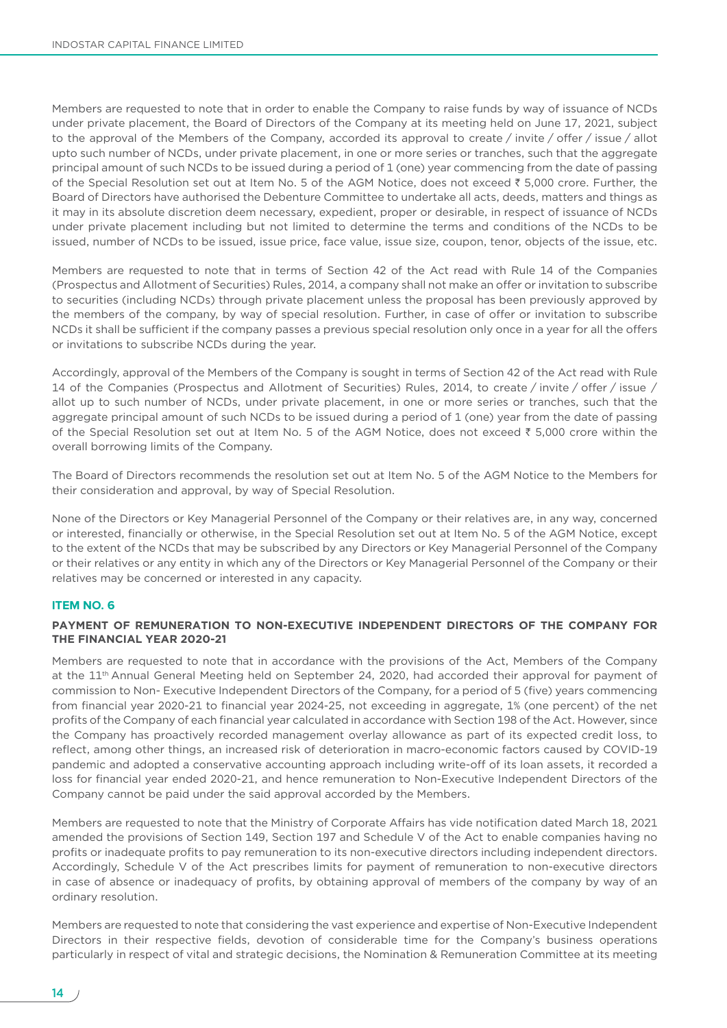Members are requested to note that in order to enable the Company to raise funds by way of issuance of NCDs under private placement, the Board of Directors of the Company at its meeting held on June 17, 2021, subject to the approval of the Members of the Company, accorded its approval to create / invite / offer / issue / allot upto such number of NCDs, under private placement, in one or more series or tranches, such that the aggregate principal amount of such NCDs to be issued during a period of 1 (one) year commencing from the date of passing of the Special Resolution set out at Item No. 5 of the AGM Notice, does not exceed ₹ 5,000 crore. Further, the Board of Directors have authorised the Debenture Committee to undertake all acts, deeds, matters and things as it may in its absolute discretion deem necessary, expedient, proper or desirable, in respect of issuance of NCDs under private placement including but not limited to determine the terms and conditions of the NCDs to be issued, number of NCDs to be issued, issue price, face value, issue size, coupon, tenor, objects of the issue, etc.

Members are requested to note that in terms of Section 42 of the Act read with Rule 14 of the Companies (Prospectus and Allotment of Securities) Rules, 2014, a company shall not make an offer or invitation to subscribe to securities (including NCDs) through private placement unless the proposal has been previously approved by the members of the company, by way of special resolution. Further, in case of offer or invitation to subscribe NCDs it shall be sufficient if the company passes a previous special resolution only once in a year for all the offers or invitations to subscribe NCDs during the year.

Accordingly, approval of the Members of the Company is sought in terms of Section 42 of the Act read with Rule 14 of the Companies (Prospectus and Allotment of Securities) Rules, 2014, to create / invite / offer / issue / allot up to such number of NCDs, under private placement, in one or more series or tranches, such that the aggregate principal amount of such NCDs to be issued during a period of 1 (one) year from the date of passing of the Special Resolution set out at Item No. 5 of the AGM Notice, does not exceed ₹ 5,000 crore within the overall borrowing limits of the Company.

The Board of Directors recommends the resolution set out at Item No. 5 of the AGM Notice to the Members for their consideration and approval, by way of Special Resolution.

None of the Directors or Key Managerial Personnel of the Company or their relatives are, in any way, concerned or interested, financially or otherwise, in the Special Resolution set out at Item No. 5 of the AGM Notice, except to the extent of the NCDs that may be subscribed by any Directors or Key Managerial Personnel of the Company or their relatives or any entity in which any of the Directors or Key Managerial Personnel of the Company or their relatives may be concerned or interested in any capacity.

### ITEM NO. 6

#### PAYMENT OF REMUNERATION TO NON-EXECUTIVE INDEPENDENT DIRECTORS OF THE COMPANY FOR THE FINANCIAL YEAR 2020-21

Members are requested to note that in accordance with the provisions of the Act, Members of the Company at the 11th Annual General Meeting held on September 24, 2020, had accorded their approval for payment of commission to Non- Executive Independent Directors of the Company, for a period of 5 (five) years commencing from financial year 2020-21 to financial year 2024-25, not exceeding in aggregate, 1% (one percent) of the net profits of the Company of each financial year calculated in accordance with Section 198 of the Act. However, since the Company has proactively recorded management overlay allowance as part of its expected credit loss, to reflect, among other things, an increased risk of deterioration in macro-economic factors caused by COVID-19 pandemic and adopted a conservative accounting approach including write-off of its loan assets, it recorded a loss for financial year ended 2020-21, and hence remuneration to Non-Executive Independent Directors of the Company cannot be paid under the said approval accorded by the Members.

Members are requested to note that the Ministry of Corporate Affairs has vide notification dated March 18, 2021 amended the provisions of Section 149, Section 197 and Schedule V of the Act to enable companies having no profits or inadequate profits to pay remuneration to its non-executive directors including independent directors. Accordingly, Schedule V of the Act prescribes limits for payment of remuneration to non-executive directors in case of absence or inadequacy of profits, by obtaining approval of members of the company by way of an ordinary resolution.

Members are requested to note that considering the vast experience and expertise of Non-Executive Independent Directors in their respective fields, devotion of considerable time for the Company's business operations particularly in respect of vital and strategic decisions, the Nomination & Remuneration Committee at its meeting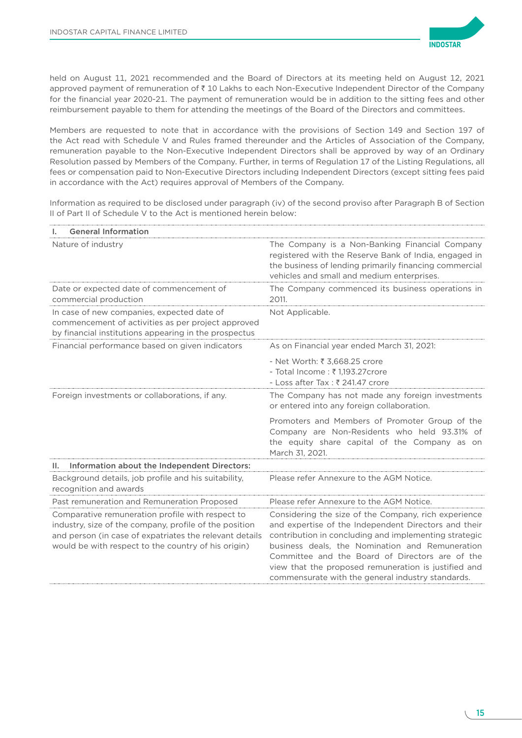held on August 11, 2021 recommended and the Board of Directors at its meeting held on August 12, 2021 approved payment of remuneration of ₹ 10 Lakhs to each Non-Executive Independent Director of the Company for the financial year 2020-21. The payment of remuneration would be in addition to the sitting fees and other reimbursement payable to them for attending the meetings of the Board of the Directors and committees.

Members are requested to note that in accordance with the provisions of Section 149 and Section 197 of the Act read with Schedule V and Rules framed thereunder and the Articles of Association of the Company, remuneration payable to the Non-Executive Independent Directors shall be approved by way of an Ordinary Resolution passed by Members of the Company. Further, in terms of Regulation 17 of the Listing Regulations, all fees or compensation paid to Non-Executive Directors including Independent Directors (except sitting fees paid in accordance with the Act) requires approval of Members of the Company.

Information as required to be disclosed under paragraph (iv) of the second proviso after Paragraph B of Section II of Part II of Schedule V to the Act is mentioned herein below:

| **I. General Information** | |
|---|---|
| Nature of industry | The Company is a Non-Banking Financial Company registered with the Reserve Bank of India, engaged in the business of lending primarily financing commercial vehicles and small and medium enterprises. |
| Date or expected date of commencement of commercial production | The Company commenced its business operations in 2011. |
| In case of new companies, expected date of commencement of activities as per project approved by financial institutions appearing in the prospectus | Not Applicable. |
| Financial performance based on given indicators | As on Financial year ended March 31, 2021:<br>- Net Worth: ₹ 3,668.25 crore<br>- Total Income : ₹ 1,193.27crore<br>- Loss after Tax : ₹ 241.47 crore |
| Foreign investments or collaborations, if any. | The Company has not made any foreign investments or entered into any foreign collaboration.<br>Promoters and Members of Promoter Group of the Company are Non-Residents who held 93.31% of the equity share capital of the Company as on March 31, 2021. |
| **II. Information about the Independent Directors:** | |
| Background details, job profile and his suitability, recognition and awards | Please refer Annexure to the AGM Notice. |
| Past remuneration and Remuneration Proposed | Please refer Annexure to the AGM Notice. |
| Comparative remuneration profile with respect to industry, size of the company, profile of the position and person (in case of expatriates the relevant details would be with respect to the country of his origin) | Considering the size of the Company, rich experience and expertise of the Independent Directors and their contribution in concluding and implementing strategic business deals, the Nomination and Remuneration Committee and the Board of Directors are of the view that the proposed remuneration is justified and commensurate with the general industry standards. |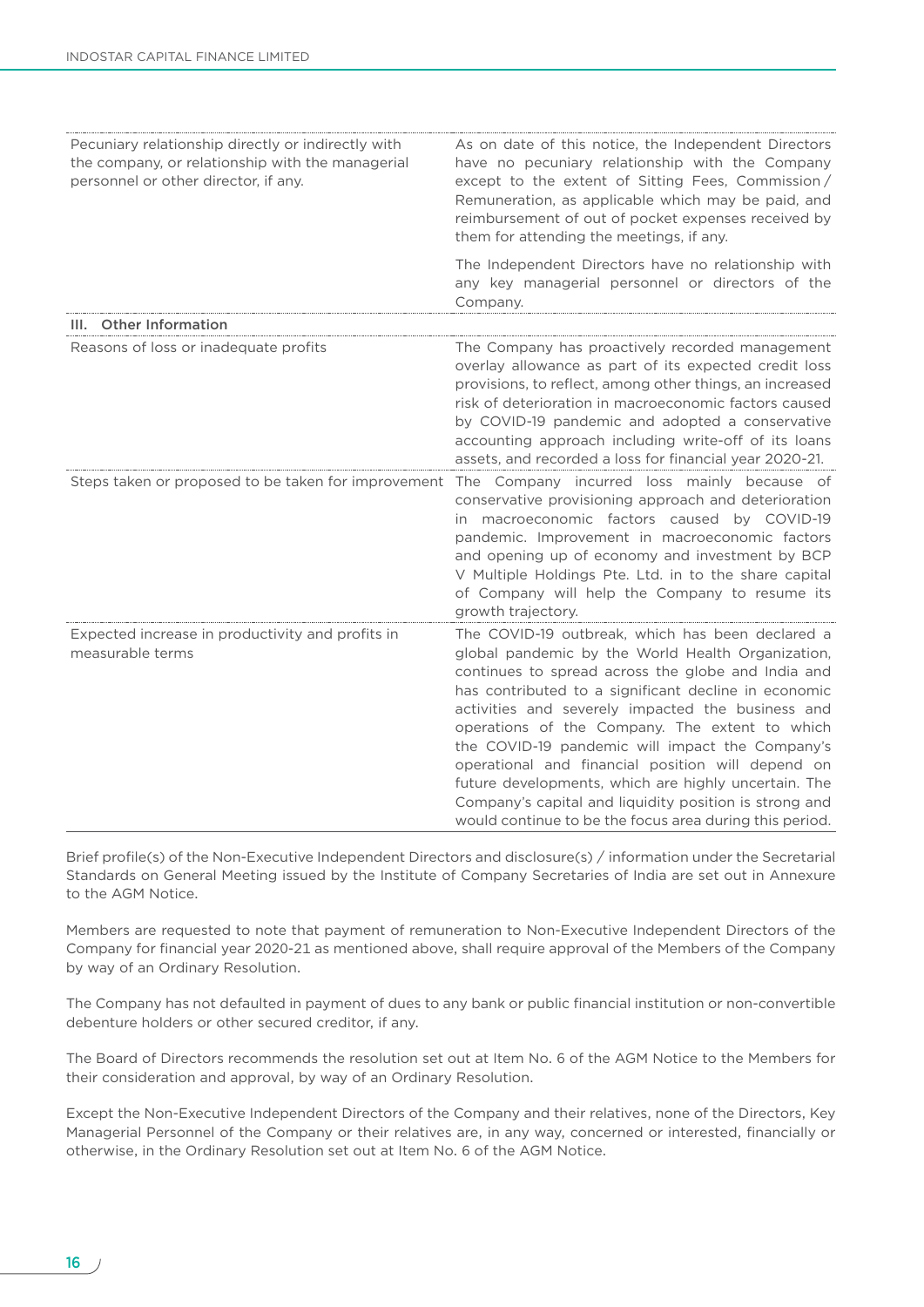| | |
|---|---|
| Pecuniary relationship directly or indirectly with the company, or relationship with the managerial personnel or other director, if any. | As on date of this notice, the Independent Directors have no pecuniary relationship with the Company except to the extent of Sitting Fees, Commission / Remuneration, as applicable which may be paid, and reimbursement of out of pocket expenses received by them for attending the meetings, if any.<br><br>The Independent Directors have no relationship with any key managerial personnel or directors of the Company. |
| **III. Other Information** | |
| Reasons of loss or inadequate profits | The Company has proactively recorded management overlay allowance as part of its expected credit loss provisions, to reflect, among other things, an increased risk of deterioration in macroeconomic factors caused by COVID-19 pandemic and adopted a conservative accounting approach including write-off of its loans assets, and recorded a loss for financial year 2020-21. |
| Steps taken or proposed to be taken for improvement | The Company incurred loss mainly because of conservative provisioning approach and deterioration in macroeconomic factors caused by COVID-19 pandemic. Improvement in macroeconomic factors and opening up of economy and investment by BCP V Multiple Holdings Pte. Ltd. in to the share capital of Company will help the Company to resume its growth trajectory. |
| Expected increase in productivity and profits in measurable terms | The COVID-19 outbreak, which has been declared a global pandemic by the World Health Organization, continues to spread across the globe and India and has contributed to a significant decline in economic activities and severely impacted the business and operations of the Company. The extent to which the COVID-19 pandemic will impact the Company's operational and financial position will depend on future developments, which are highly uncertain. The Company's capital and liquidity position is strong and would continue to be the focus area during this period. |

Brief profile(s) of the Non-Executive Independent Directors and disclosure(s) / information under the Secretarial Standards on General Meeting issued by the Institute of Company Secretaries of India are set out in Annexure to the AGM Notice.

Members are requested to note that payment of remuneration to Non-Executive Independent Directors of the Company for financial year 2020-21 as mentioned above, shall require approval of the Members of the Company by way of an Ordinary Resolution.

The Company has not defaulted in payment of dues to any bank or public financial institution or non-convertible debenture holders or other secured creditor, if any.

The Board of Directors recommends the resolution set out at Item No. 6 of the AGM Notice to the Members for their consideration and approval, by way of an Ordinary Resolution.

Except the Non-Executive Independent Directors of the Company and their relatives, none of the Directors, Key Managerial Personnel of the Company or their relatives are, in any way, concerned or interested, financially or otherwise, in the Ordinary Resolution set out at Item No. 6 of the AGM Notice.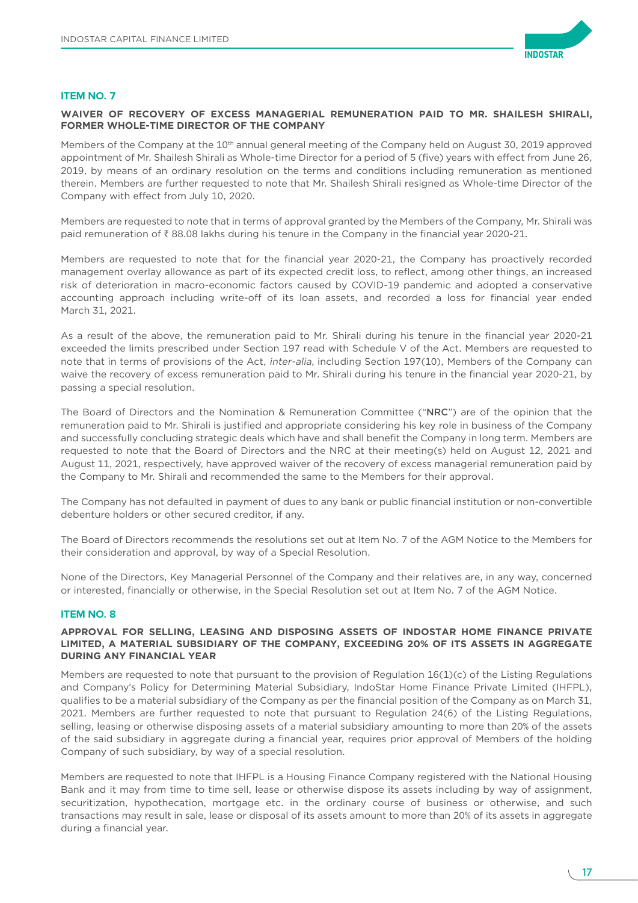### ITEM NO. 7

**WAIVER OF RECOVERY OF EXCESS MANAGERIAL REMUNERATION PAID TO MR. SHAILESH SHIRALI, FORMER WHOLE-TIME DIRECTOR OF THE COMPANY**

Members of the Company at the 10th annual general meeting of the Company held on August 30, 2019 approved appointment of Mr. Shailesh Shirali as Whole-time Director for a period of 5 (five) years with effect from June 26, 2019, by means of an ordinary resolution on the terms and conditions including remuneration as mentioned therein. Members are further requested to note that Mr. Shailesh Shirali resigned as Whole-time Director of the Company with effect from July 10, 2020.

Members are requested to note that in terms of approval granted by the Members of the Company, Mr. Shirali was paid remuneration of ₹ 88.08 lakhs during his tenure in the Company in the financial year 2020-21.

Members are requested to note that for the financial year 2020-21, the Company has proactively recorded management overlay allowance as part of its expected credit loss, to reflect, among other things, an increased risk of deterioration in macro-economic factors caused by COVID-19 pandemic and adopted a conservative accounting approach including write-off of its loan assets, and recorded a loss for financial year ended March 31, 2021.

As a result of the above, the remuneration paid to Mr. Shirali during his tenure in the financial year 2020-21 exceeded the limits prescribed under Section 197 read with Schedule V of the Act. Members are requested to note that in terms of provisions of the Act, *inter-alia*, including Section 197(10), Members of the Company can waive the recovery of excess remuneration paid to Mr. Shirali during his tenure in the financial year 2020-21, by passing a special resolution.

The Board of Directors and the Nomination & Remuneration Committee ("**NRC**") are of the opinion that the remuneration paid to Mr. Shirali is justified and appropriate considering his key role in business of the Company and successfully concluding strategic deals which have and shall benefit the Company in long term. Members are requested to note that the Board of Directors and the NRC at their meeting(s) held on August 12, 2021 and August 11, 2021, respectively, have approved waiver of the recovery of excess managerial remuneration paid by the Company to Mr. Shirali and recommended the same to the Members for their approval.

The Company has not defaulted in payment of dues to any bank or public financial institution or non-convertible debenture holders or other secured creditor, if any.

The Board of Directors recommends the resolutions set out at Item No. 7 of the AGM Notice to the Members for their consideration and approval, by way of a Special Resolution.

None of the Directors, Key Managerial Personnel of the Company and their relatives are, in any way, concerned or interested, financially or otherwise, in the Special Resolution set out at Item No. 7 of the AGM Notice.

### ITEM NO. 8

**APPROVAL FOR SELLING, LEASING AND DISPOSING ASSETS OF INDOSTAR HOME FINANCE PRIVATE LIMITED, A MATERIAL SUBSIDIARY OF THE COMPANY, EXCEEDING 20% OF ITS ASSETS IN AGGREGATE DURING ANY FINANCIAL YEAR**

Members are requested to note that pursuant to the provision of Regulation 16(1)(c) of the Listing Regulations and Company's Policy for Determining Material Subsidiary, IndoStar Home Finance Private Limited (IHFPL), qualifies to be a material subsidiary of the Company as per the financial position of the Company as on March 31, 2021. Members are further requested to note that pursuant to Regulation 24(6) of the Listing Regulations, selling, leasing or otherwise disposing assets of a material subsidiary amounting to more than 20% of the assets of the said subsidiary in aggregate during a financial year, requires prior approval of Members of the holding Company of such subsidiary, by way of a special resolution.

Members are requested to note that IHFPL is a Housing Finance Company registered with the National Housing Bank and it may from time to time sell, lease or otherwise dispose its assets including by way of assignment, securitization, hypothecation, mortgage etc. in the ordinary course of business or otherwise, and such transactions may result in sale, lease or disposal of its assets amount to more than 20% of its assets in aggregate during a financial year.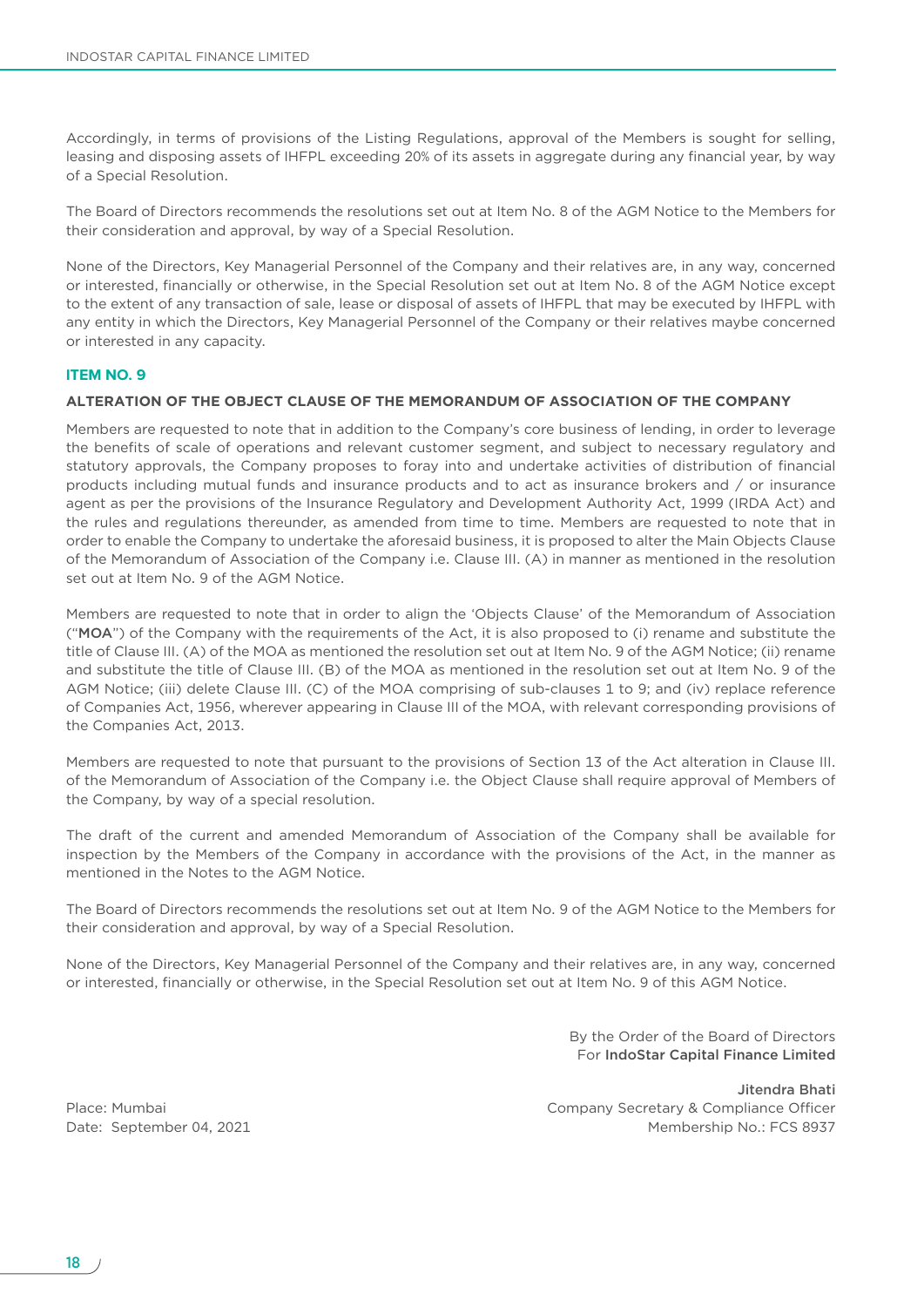Accordingly, in terms of provisions of the Listing Regulations, approval of the Members is sought for selling, leasing and disposing assets of IHFPL exceeding 20% of its assets in aggregate during any financial year, by way of a Special Resolution.

The Board of Directors recommends the resolutions set out at Item No. 8 of the AGM Notice to the Members for their consideration and approval, by way of a Special Resolution.

None of the Directors, Key Managerial Personnel of the Company and their relatives are, in any way, concerned or interested, financially or otherwise, in the Special Resolution set out at Item No. 8 of the AGM Notice except to the extent of any transaction of sale, lease or disposal of assets of IHFPL that may be executed by IHFPL with any entity in which the Directors, Key Managerial Personnel of the Company or their relatives maybe concerned or interested in any capacity.

### ITEM NO. 9

**ALTERATION OF THE OBJECT CLAUSE OF THE MEMORANDUM OF ASSOCIATION OF THE COMPANY**

Members are requested to note that in addition to the Company's core business of lending, in order to leverage the benefits of scale of operations and relevant customer segment, and subject to necessary regulatory and statutory approvals, the Company proposes to foray into and undertake activities of distribution of financial products including mutual funds and insurance products and to act as insurance brokers and / or insurance agent as per the provisions of the Insurance Regulatory and Development Authority Act, 1999 (IRDA Act) and the rules and regulations thereunder, as amended from time to time. Members are requested to note that in order to enable the Company to undertake the aforesaid business, it is proposed to alter the Main Objects Clause of the Memorandum of Association of the Company i.e. Clause III. (A) in manner as mentioned in the resolution set out at Item No. 9 of the AGM Notice.

Members are requested to note that in order to align the 'Objects Clause' of the Memorandum of Association ("**MOA**") of the Company with the requirements of the Act, it is also proposed to (i) rename and substitute the title of Clause III. (A) of the MOA as mentioned the resolution set out at Item No. 9 of the AGM Notice; (ii) rename and substitute the title of Clause III. (B) of the MOA as mentioned in the resolution set out at Item No. 9 of the AGM Notice; (iii) delete Clause III. (C) of the MOA comprising of sub-clauses 1 to 9; and (iv) replace reference of Companies Act, 1956, wherever appearing in Clause III of the MOA, with relevant corresponding provisions of the Companies Act, 2013.

Members are requested to note that pursuant to the provisions of Section 13 of the Act alteration in Clause III. of the Memorandum of Association of the Company i.e. the Object Clause shall require approval of Members of the Company, by way of a special resolution.

The draft of the current and amended Memorandum of Association of the Company shall be available for inspection by the Members of the Company in accordance with the provisions of the Act, in the manner as mentioned in the Notes to the AGM Notice.

The Board of Directors recommends the resolutions set out at Item No. 9 of the AGM Notice to the Members for their consideration and approval, by way of a Special Resolution.

None of the Directors, Key Managerial Personnel of the Company and their relatives are, in any way, concerned or interested, financially or otherwise, in the Special Resolution set out at Item No. 9 of this AGM Notice.

By the Order of the Board of Directors
For **IndoStar Capital Finance Limited**

**Jitendra Bhati**
Company Secretary & Compliance Officer
Membership No.: FCS 8937

Place: Mumbai
Date: September 04, 2021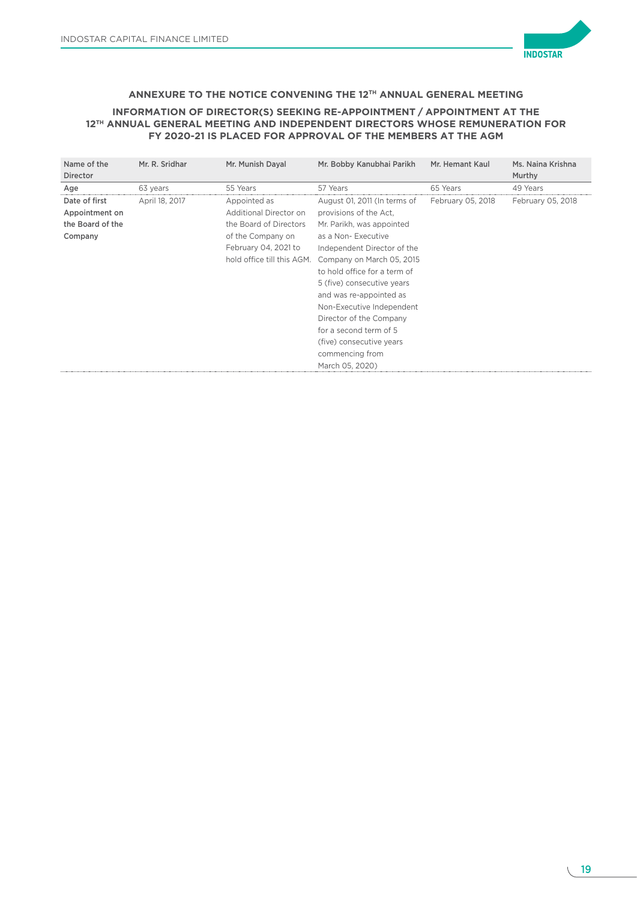### ANNEXURE TO THE NOTICE CONVENING THE 12TH ANNUAL GENERAL MEETING

### INFORMATION OF DIRECTOR(S) SEEKING RE-APPOINTMENT / APPOINTMENT AT THE 12TH ANNUAL GENERAL MEETING AND INDEPENDENT DIRECTORS WHOSE REMUNERATION FOR FY 2020-21 IS PLACED FOR APPROVAL OF THE MEMBERS AT THE AGM

| Name of the Director | Mr. R. Sridhar | Mr. Munish Dayal | Mr. Bobby Kanubhai Parikh | Mr. Hemant Kaul | Ms. Naina Krishna Murthy |
|---|---|---|---|---|---|
| Age | 63 years | 55 Years | 57 Years | 65 Years | 49 Years |
| Date of first Appointment on the Board of the Company | April 18, 2017 | Appointed as Additional Director on the Board of Directors of the Company on February 04, 2021 to hold office till this AGM. | August 01, 2011 (In terms of provisions of the Act, Mr. Parikh, was appointed as a Non- Executive Independent Director of the Company on March 05, 2015 to hold office for a term of 5 (five) consecutive years and was re-appointed as Non-Executive Independent Director of the Company for a second term of 5 (five) consecutive years commencing from March 05, 2020) | February 05, 2018 | February 05, 2018 |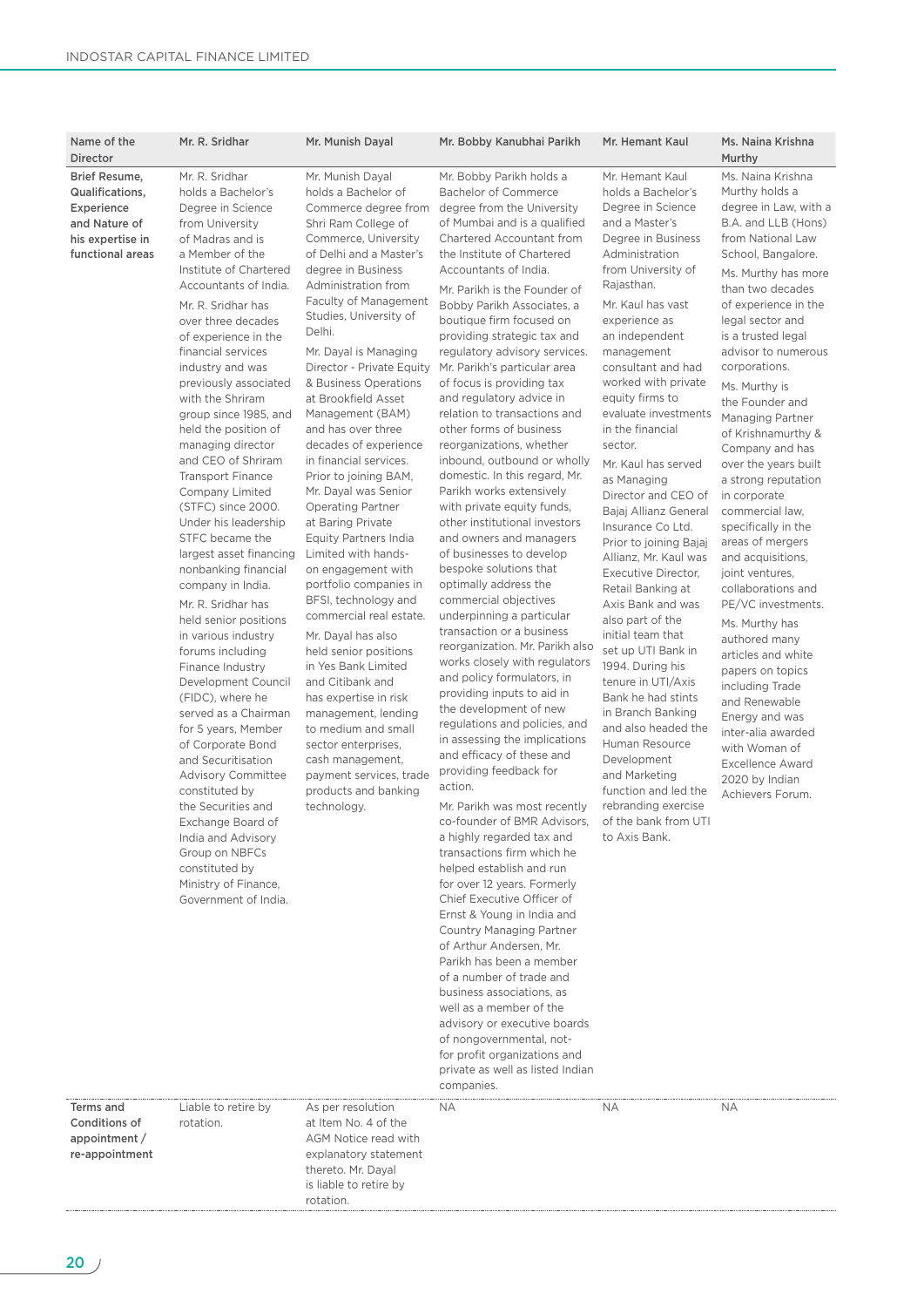| Name of the Director | Mr. R. Sridhar | Mr. Munish Dayal | Mr. Bobby Kanubhai Parikh | Mr. Hemant Kaul | Ms. Naina Krishna Murthy |
|---|---|---|---|---|---|
| **Brief Resume, Qualifications, Experience and Nature of his expertise in functional areas** | Mr. R. Sridhar holds a Bachelor's Degree in Science from University of Madras and is a Member of the Institute of Chartered Accountants of India.<br><br>Mr. R. Sridhar has over three decades of experience in the financial services industry and was previously associated with the Shriram group since 1985, and held the position of managing director and CEO of Shriram Transport Finance Company Limited (STFC) since 2000. Under his leadership STFC became the largest asset financing nonbanking financial company in India.<br><br>Mr. R. Sridhar has held senior positions in various industry forums including Finance Industry Development Council (FIDC), where he served as a Chairman for 5 years, Member of Corporate Bond and Securitisation Advisory Committee constituted by the Securities and Exchange Board of India and Advisory Group on NBFCs constituted by Ministry of Finance, Government of India. | Mr. Munish Dayal holds a Bachelor of Commerce degree from Shri Ram College of Commerce, University of Delhi and a Master's degree in Business Administration from Faculty of Management Studies, University of Delhi.<br><br>Mr. Dayal is Managing Director - Private Equity & Business Operations at Brookfield Asset Management (BAM) and has over three decades of experience in financial services. Prior to joining BAM, Mr. Dayal was Senior Operating Partner at Baring Private Equity Partners India Limited with hands-on engagement with portfolio companies in BFSI, technology and commercial real estate.<br><br>Mr. Dayal has also held senior positions in Yes Bank Limited and Citibank and has expertise in risk management, lending to medium and small sector enterprises, cash management, payment services, trade products and banking technology. | Mr. Bobby Parikh holds a Bachelor of Commerce degree from the University of Mumbai and is a qualified Chartered Accountant from the Institute of Chartered Accountants of India.<br><br>Mr. Parikh is the Founder of Bobby Parikh Associates, a boutique firm focused on providing strategic tax and regulatory advisory services. Mr. Parikh's particular area of focus is providing tax and regulatory advice in relation to transactions and other forms of business reorganizations, whether inbound, outbound or wholly domestic. In this regard, Mr. Parikh works extensively with private equity funds, other institutional investors and owners and managers of businesses to develop bespoke solutions that optimally address the commercial objectives underpinning a particular transaction or a business reorganization. Mr. Parikh also works closely with regulators and policy formulators, in providing inputs to aid in the development of new regulations and policies, and in assessing the implications and efficacy of these and providing feedback for action.<br><br>Mr. Parikh was most recently co-founder of BMR Advisors, a highly regarded tax and transactions firm which he helped establish and run for over 12 years. Formerly Chief Executive Officer of Ernst & Young in India and Country Managing Partner of Arthur Andersen, Mr. Parikh has been a member of a number of trade and business associations, as well as a member of the advisory or executive boards of nongovernmental, not-for profit organizations and private as well as listed Indian companies. | Mr. Hemant Kaul holds a Bachelor's Degree in Science and a Master's Degree in Business Administration from University of Rajasthan.<br><br>Mr. Kaul has vast experience as an independent management consultant and had worked with private equity firms to evaluate investments in the financial sector.<br><br>Mr. Kaul has served as Managing Director and CEO of Bajaj Allianz General Insurance Co Ltd. Prior to joining Bajaj Allianz, Mr. Kaul was Executive Director, Retail Banking at Axis Bank and was also part of the initial team that set up UTI Bank in 1994. During his tenure in UTI/Axis Bank he had stints in Branch Banking and also headed the Human Resource Development and Marketing function and led the rebranding exercise of the bank from UTI to Axis Bank. | Ms. Naina Krishna Murthy holds a degree in Law, with a B.A. and LLB (Hons) from National Law School, Bangalore.<br><br>Ms. Murthy has more than two decades of experience in the legal sector and is a trusted legal advisor to numerous corporations.<br><br>Ms. Murthy is the Founder and Managing Partner of Krishnamurthy & Company and has over the years built a strong reputation in corporate commercial law, specifically in the areas of mergers and acquisitions, joint ventures, collaborations and PE/VC investments.<br><br>Ms. Murthy has authored many articles and white papers on topics including Trade and Renewable Energy and was inter-alia awarded with Woman of Excellence Award 2020 by Indian Achievers Forum. |
| **Terms and Conditions of appointment / re-appointment** | Liable to retire by rotation. | As per resolution at Item No. 4 of the AGM Notice read with explanatory statement thereto. Mr. Dayal is liable to retire by rotation. | NA | NA | NA |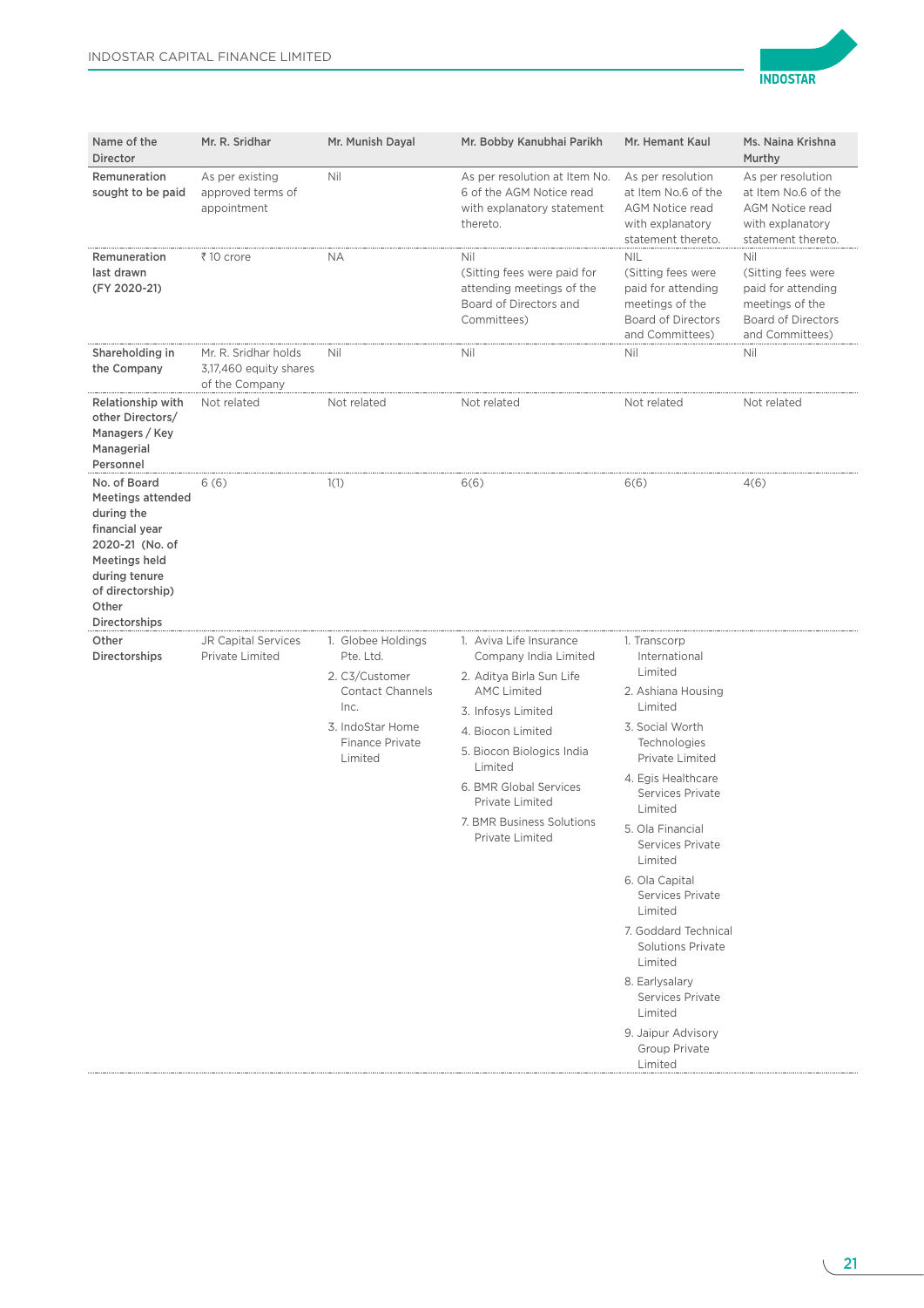| Name of the Director | Mr. R. Sridhar | Mr. Munish Dayal | Mr. Bobby Kanubhai Parikh | Mr. Hemant Kaul | Ms. Naina Krishna Murthy |
|---|---|---|---|---|---|
| **Remuneration sought to be paid** | As per existing approved terms of appointment | Nil | As per resolution at Item No. 6 of the AGM Notice read with explanatory statement thereto. | As per resolution at Item No.6 of the AGM Notice read with explanatory statement thereto. | As per resolution at Item No.6 of the AGM Notice read with explanatory statement thereto. |
| **Remuneration last drawn (FY 2020-21)** | ₹ 10 crore | NA | Nil (Sitting fees were paid for attending meetings of the Board of Directors and Committees) | NIL (Sitting fees were paid for attending meetings of the Board of Directors and Committees) | Nil (Sitting fees were paid for attending meetings of the Board of Directors and Committees) |
| **Shareholding in the Company** | Mr. R. Sridhar holds 3,17,460 equity shares of the Company | Nil | Nil | Nil | Nil |
| **Relationship with other Directors/ Managers / Key Managerial Personnel** | Not related | Not related | Not related | Not related | Not related |
| **No. of Board Meetings attended during the financial year 2020-21 (No. of Meetings held during tenure of directorship) Other Directorships** | 6 (6) | 1(1) | 6(6) | 6(6) | 4(6) |
| **Other Directorships** | JR Capital Services Private Limited | 1. Globee Holdings Pte. Ltd.<br>2. C3/Customer Contact Channels Inc.<br>3. IndoStar Home Finance Private Limited | 1. Aviva Life Insurance Company India Limited<br>2. Aditya Birla Sun Life AMC Limited<br>3. Infosys Limited<br>4. Biocon Limited<br>5. Biocon Biologics India Limited<br>6. BMR Global Services Private Limited<br>7. BMR Business Solutions Private Limited | 1. Transcorp International Limited<br>2. Ashiana Housing Limited<br>3. Social Worth Technologies Private Limited<br>4. Egis Healthcare Services Private Limited<br>5. Ola Financial Services Private Limited<br>6. Ola Capital Services Private Limited<br>7. Goddard Technical Solutions Private Limited<br>8. Earlysalary Services Private Limited<br>9. Jaipur Advisory Group Private Limited | |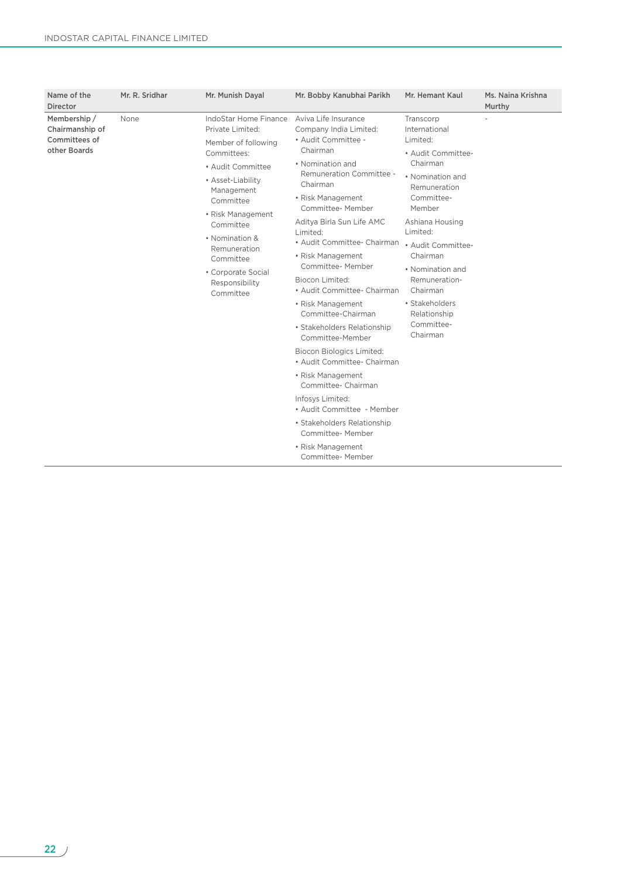| Name of the Director | Mr. R. Sridhar | Mr. Munish Dayal | Mr. Bobby Kanubhai Parikh | Mr. Hemant Kaul | Ms. Naina Krishna Murthy |
|---|---|---|---|---|---|
| Membership / Chairmanship of Committees of other Boards | None | IndoStar Home Finance Private Limited:<br>Member of following Committees:<br>• Audit Committee<br>• Asset-Liability Management Committee<br>• Risk Management Committee<br>• Nomination & Remuneration Committee<br>• Corporate Social Responsibility Committee | Aviva Life Insurance Company India Limited:<br>• Audit Committee - Chairman<br>• Nomination and Remuneration Committee - Chairman<br>• Risk Management Committee- Member<br>Aditya Birla Sun Life AMC Limited:<br>• Audit Committee- Chairman<br>• Risk Management Committee- Member<br>Biocon Limited:<br>• Audit Committee- Chairman<br>• Risk Management Committee-Chairman<br>• Stakeholders Relationship Committee-Member<br>Biocon Biologics Limited:<br>• Audit Committee- Chairman<br>• Risk Management Committee- Chairman<br>Infosys Limited:<br>• Audit Committee - Member<br>• Stakeholders Relationship Committee- Member<br>• Risk Management Committee- Member | Transcorp International Limited:<br>• Audit Committee- Chairman<br>• Nomination and Remuneration Committee- Member<br>Ashiana Housing Limited:<br>• Audit Committee- Chairman<br>• Nomination and Remuneration- Chairman<br>• Stakeholders Relationship Committee- Chairman | - |